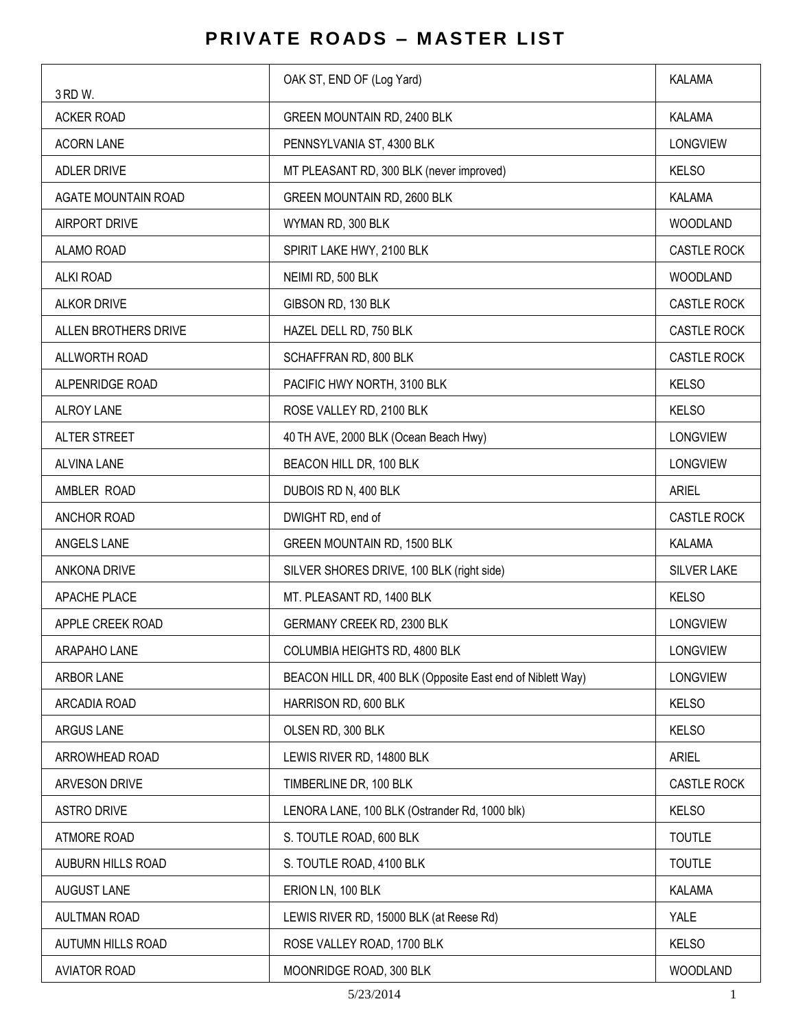# PRIVATE ROADS – MASTER LIST

| | | |
|---|---|---|
| 3 RD W. | OAK ST, END OF (Log Yard) | KALAMA |
| ACKER ROAD | GREEN MOUNTAIN RD, 2400 BLK | KALAMA |
| ACORN LANE | PENNSYLVANIA ST, 4300 BLK | LONGVIEW |
| ADLER DRIVE | MT PLEASANT RD, 300 BLK (never improved) | KELSO |
| AGATE MOUNTAIN ROAD | GREEN MOUNTAIN RD, 2600 BLK | KALAMA |
| AIRPORT DRIVE | WYMAN RD, 300 BLK | WOODLAND |
| ALAMO ROAD | SPIRIT LAKE HWY, 2100 BLK | CASTLE ROCK |
| ALKI ROAD | NEIMI RD, 500 BLK | WOODLAND |
| ALKOR DRIVE | GIBSON RD, 130 BLK | CASTLE ROCK |
| ALLEN BROTHERS DRIVE | HAZEL DELL RD, 750 BLK | CASTLE ROCK |
| ALLWORTH ROAD | SCHAFFRAN RD, 800 BLK | CASTLE ROCK |
| ALPENRIDGE ROAD | PACIFIC HWY NORTH, 3100 BLK | KELSO |
| ALROY LANE | ROSE VALLEY RD, 2100 BLK | KELSO |
| ALTER STREET | 40 TH AVE, 2000 BLK (Ocean Beach Hwy) | LONGVIEW |
| ALVINA LANE | BEACON HILL DR, 100 BLK | LONGVIEW |
| AMBLER ROAD | DUBOIS RD N, 400 BLK | ARIEL |
| ANCHOR ROAD | DWIGHT RD, end of | CASTLE ROCK |
| ANGELS LANE | GREEN MOUNTAIN RD, 1500 BLK | KALAMA |
| ANKONA DRIVE | SILVER SHORES DRIVE, 100 BLK (right side) | SILVER LAKE |
| APACHE PLACE | MT. PLEASANT RD, 1400 BLK | KELSO |
| APPLE CREEK ROAD | GERMANY CREEK RD, 2300 BLK | LONGVIEW |
| ARAPAHO LANE | COLUMBIA HEIGHTS RD, 4800 BLK | LONGVIEW |
| ARBOR LANE | BEACON HILL DR, 400 BLK (Opposite East end of Niblett Way) | LONGVIEW |
| ARCADIA ROAD | HARRISON RD, 600 BLK | KELSO |
| ARGUS LANE | OLSEN RD, 300 BLK | KELSO |
| ARROWHEAD ROAD | LEWIS RIVER RD, 14800 BLK | ARIEL |
| ARVESON DRIVE | TIMBERLINE DR, 100 BLK | CASTLE ROCK |
| ASTRO DRIVE | LENORA LANE, 100 BLK (Ostrander Rd, 1000 blk) | KELSO |
| ATMORE ROAD | S. TOUTLE ROAD, 600 BLK | TOUTLE |
| AUBURN HILLS ROAD | S. TOUTLE ROAD, 4100 BLK | TOUTLE |
| AUGUST LANE | ERION LN, 100 BLK | KALAMA |
| AULTMAN ROAD | LEWIS RIVER RD, 15000 BLK (at Reese Rd) | YALE |
| AUTUMN HILLS ROAD | ROSE VALLEY ROAD, 1700 BLK | KELSO |
| AVIATOR ROAD | MOONRIDGE ROAD, 300 BLK | WOODLAND |

5/23/2014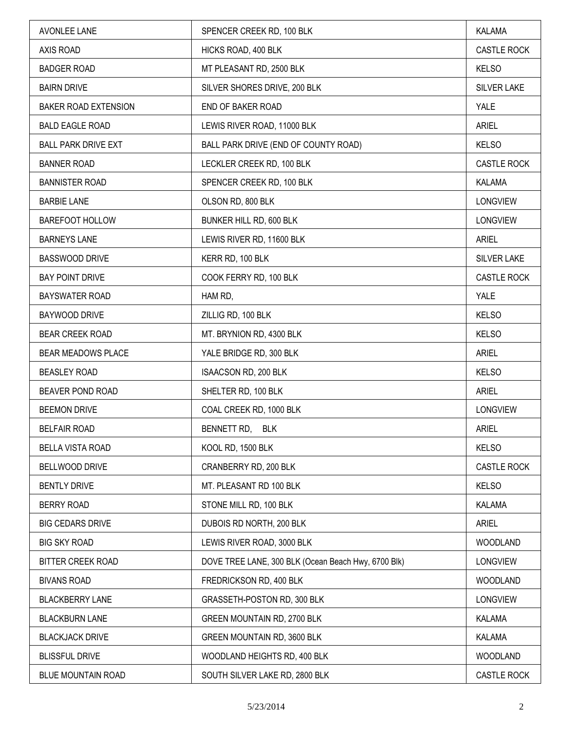| | | |
|---|---|---|
| AVONLEE LANE | SPENCER CREEK RD, 100 BLK | KALAMA |
| AXIS ROAD | HICKS ROAD, 400 BLK | CASTLE ROCK |
| BADGER ROAD | MT PLEASANT RD, 2500 BLK | KELSO |
| BAIRN DRIVE | SILVER SHORES DRIVE, 200 BLK | SILVER LAKE |
| BAKER ROAD EXTENSION | END OF BAKER ROAD | YALE |
| BALD EAGLE ROAD | LEWIS RIVER ROAD, 11000 BLK | ARIEL |
| BALL PARK DRIVE EXT | BALL PARK DRIVE (END OF COUNTY ROAD) | KELSO |
| BANNER ROAD | LECKLER CREEK RD, 100 BLK | CASTLE ROCK |
| BANNISTER ROAD | SPENCER CREEK RD, 100 BLK | KALAMA |
| BARBIE LANE | OLSON RD, 800 BLK | LONGVIEW |
| BAREFOOT HOLLOW | BUNKER HILL RD, 600 BLK | LONGVIEW |
| BARNEYS LANE | LEWIS RIVER RD, 11600 BLK | ARIEL |
| BASSWOOD DRIVE | KERR RD, 100 BLK | SILVER LAKE |
| BAY POINT DRIVE | COOK FERRY RD, 100 BLK | CASTLE ROCK |
| BAYSWATER ROAD | HAM RD, | YALE |
| BAYWOOD DRIVE | ZILLIG RD, 100 BLK | KELSO |
| BEAR CREEK ROAD | MT. BRYNION RD, 4300 BLK | KELSO |
| BEAR MEADOWS PLACE | YALE BRIDGE RD, 300 BLK | ARIEL |
| BEASLEY ROAD | ISAACSON RD, 200 BLK | KELSO |
| BEAVER POND ROAD | SHELTER RD, 100 BLK | ARIEL |
| BEEMON DRIVE | COAL CREEK RD, 1000 BLK | LONGVIEW |
| BELFAIR ROAD | BENNETT RD, BLK | ARIEL |
| BELLA VISTA ROAD | KOOL RD, 1500 BLK | KELSO |
| BELLWOOD DRIVE | CRANBERRY RD, 200 BLK | CASTLE ROCK |
| BENTLY DRIVE | MT. PLEASANT RD 100 BLK | KELSO |
| BERRY ROAD | STONE MILL RD, 100 BLK | KALAMA |
| BIG CEDARS DRIVE | DUBOIS RD NORTH, 200 BLK | ARIEL |
| BIG SKY ROAD | LEWIS RIVER ROAD, 3000 BLK | WOODLAND |
| BITTER CREEK ROAD | DOVE TREE LANE, 300 BLK (Ocean Beach Hwy, 6700 Blk) | LONGVIEW |
| BIVANS ROAD | FREDRICKSON RD, 400 BLK | WOODLAND |
| BLACKBERRY LANE | GRASSETH-POSTON RD, 300 BLK | LONGVIEW |
| BLACKBURN LANE | GREEN MOUNTAIN RD, 2700 BLK | KALAMA |
| BLACKJACK DRIVE | GREEN MOUNTAIN RD, 3600 BLK | KALAMA |
| BLISSFUL DRIVE | WOODLAND HEIGHTS RD, 400 BLK | WOODLAND |
| BLUE MOUNTAIN ROAD | SOUTH SILVER LAKE RD, 2800 BLK | CASTLE ROCK |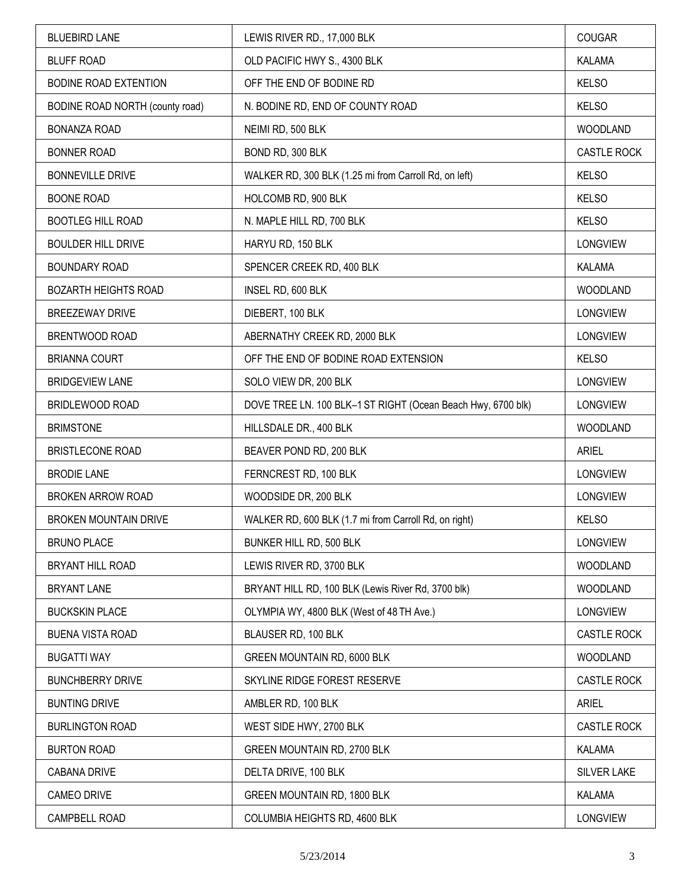| | | |
|---|---|---|
| BLUEBIRD LANE | LEWIS RIVER RD., 17,000 BLK | COUGAR |
| BLUFF ROAD | OLD PACIFIC HWY S., 4300 BLK | KALAMA |
| BODINE ROAD EXTENTION | OFF THE END OF BODINE RD | KELSO |
| BODINE ROAD NORTH (county road) | N. BODINE RD, END OF COUNTY ROAD | KELSO |
| BONANZA ROAD | NEIMI RD, 500 BLK | WOODLAND |
| BONNER ROAD | BOND RD, 300 BLK | CASTLE ROCK |
| BONNEVILLE DRIVE | WALKER RD, 300 BLK (1.25 mi from Carroll Rd, on left) | KELSO |
| BOONE ROAD | HOLCOMB RD, 900 BLK | KELSO |
| BOOTLEG HILL ROAD | N. MAPLE HILL RD, 700 BLK | KELSO |
| BOULDER HILL DRIVE | HARYU RD, 150 BLK | LONGVIEW |
| BOUNDARY ROAD | SPENCER CREEK RD, 400 BLK | KALAMA |
| BOZARTH HEIGHTS ROAD | INSEL RD, 600 BLK | WOODLAND |
| BREEZEWAY DRIVE | DIEBERT, 100 BLK | LONGVIEW |
| BRENTWOOD ROAD | ABERNATHY CREEK RD, 2000 BLK | LONGVIEW |
| BRIANNA COURT | OFF THE END OF BODINE ROAD EXTENSION | KELSO |
| BRIDGEVIEW LANE | SOLO VIEW DR, 200 BLK | LONGVIEW |
| BRIDLEWOOD ROAD | DOVE TREE LN. 100 BLK–1 ST RIGHT (Ocean Beach Hwy, 6700 blk) | LONGVIEW |
| BRIMSTONE | HILLSDALE DR., 400 BLK | WOODLAND |
| BRISTLECONE ROAD | BEAVER POND RD, 200 BLK | ARIEL |
| BRODIE LANE | FERNCREST RD, 100 BLK | LONGVIEW |
| BROKEN ARROW ROAD | WOODSIDE DR, 200 BLK | LONGVIEW |
| BROKEN MOUNTAIN DRIVE | WALKER RD, 600 BLK (1.7 mi from Carroll Rd, on right) | KELSO |
| BRUNO PLACE | BUNKER HILL RD, 500 BLK | LONGVIEW |
| BRYANT HILL ROAD | LEWIS RIVER RD, 3700 BLK | WOODLAND |
| BRYANT LANE | BRYANT HILL RD, 100 BLK (Lewis River Rd, 3700 blk) | WOODLAND |
| BUCKSKIN PLACE | OLYMPIA WY, 4800 BLK (West of 48 TH Ave.) | LONGVIEW |
| BUENA VISTA ROAD | BLAUSER RD, 100 BLK | CASTLE ROCK |
| BUGATTI WAY | GREEN MOUNTAIN RD, 6000 BLK | WOODLAND |
| BUNCHBERRY DRIVE | SKYLINE RIDGE FOREST RESERVE | CASTLE ROCK |
| BUNTING DRIVE | AMBLER RD, 100 BLK | ARIEL |
| BURLINGTON ROAD | WEST SIDE HWY, 2700 BLK | CASTLE ROCK |
| BURTON ROAD | GREEN MOUNTAIN RD, 2700 BLK | KALAMA |
| CABANA DRIVE | DELTA DRIVE, 100 BLK | SILVER LAKE |
| CAMEO DRIVE | GREEN MOUNTAIN RD, 1800 BLK | KALAMA |
| CAMPBELL ROAD | COLUMBIA HEIGHTS RD, 4600 BLK | LONGVIEW |

5/23/2014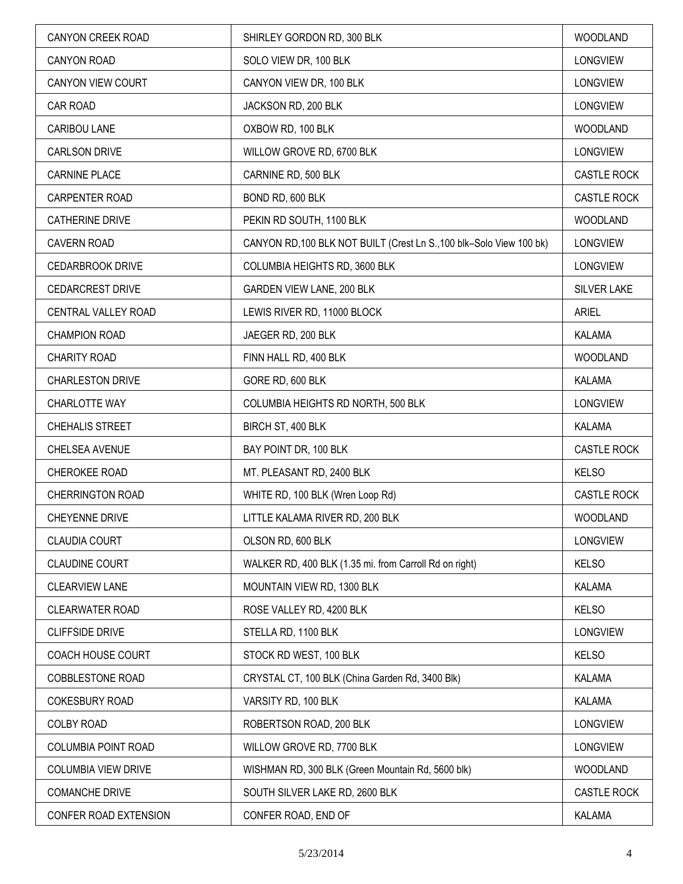| | | |
|---|---|---|
| CANYON CREEK ROAD | SHIRLEY GORDON RD, 300 BLK | WOODLAND |
| CANYON ROAD | SOLO VIEW DR, 100 BLK | LONGVIEW |
| CANYON VIEW COURT | CANYON VIEW DR, 100 BLK | LONGVIEW |
| CAR ROAD | JACKSON RD, 200 BLK | LONGVIEW |
| CARIBOU LANE | OXBOW RD, 100 BLK | WOODLAND |
| CARLSON DRIVE | WILLOW GROVE RD, 6700 BLK | LONGVIEW |
| CARNINE PLACE | CARNINE RD, 500 BLK | CASTLE ROCK |
| CARPENTER ROAD | BOND RD, 600 BLK | CASTLE ROCK |
| CATHERINE DRIVE | PEKIN RD SOUTH, 1100 BLK | WOODLAND |
| CAVERN ROAD | CANYON RD,100 BLK NOT BUILT (Crest Ln S.,100 blk–Solo View 100 bk) | LONGVIEW |
| CEDARBROOK DRIVE | COLUMBIA HEIGHTS RD, 3600 BLK | LONGVIEW |
| CEDARCREST DRIVE | GARDEN VIEW LANE, 200 BLK | SILVER LAKE |
| CENTRAL VALLEY ROAD | LEWIS RIVER RD, 11000 BLOCK | ARIEL |
| CHAMPION ROAD | JAEGER RD, 200 BLK | KALAMA |
| CHARITY ROAD | FINN HALL RD, 400 BLK | WOODLAND |
| CHARLESTON DRIVE | GORE RD, 600 BLK | KALAMA |
| CHARLOTTE WAY | COLUMBIA HEIGHTS RD NORTH, 500 BLK | LONGVIEW |
| CHEHALIS STREET | BIRCH ST, 400 BLK | KALAMA |
| CHELSEA AVENUE | BAY POINT DR, 100 BLK | CASTLE ROCK |
| CHEROKEE ROAD | MT. PLEASANT RD, 2400 BLK | KELSO |
| CHERRINGTON ROAD | WHITE RD, 100 BLK (Wren Loop Rd) | CASTLE ROCK |
| CHEYENNE DRIVE | LITTLE KALAMA RIVER RD, 200 BLK | WOODLAND |
| CLAUDIA COURT | OLSON RD, 600 BLK | LONGVIEW |
| CLAUDINE COURT | WALKER RD, 400 BLK (1.35 mi. from Carroll Rd on right) | KELSO |
| CLEARVIEW LANE | MOUNTAIN VIEW RD, 1300 BLK | KALAMA |
| CLEARWATER ROAD | ROSE VALLEY RD, 4200 BLK | KELSO |
| CLIFFSIDE DRIVE | STELLA RD, 1100 BLK | LONGVIEW |
| COACH HOUSE COURT | STOCK RD WEST, 100 BLK | KELSO |
| COBBLESTONE ROAD | CRYSTAL CT, 100 BLK (China Garden Rd, 3400 Blk) | KALAMA |
| COKESBURY ROAD | VARSITY RD, 100 BLK | KALAMA |
| COLBY ROAD | ROBERTSON ROAD, 200 BLK | LONGVIEW |
| COLUMBIA POINT ROAD | WILLOW GROVE RD, 7700 BLK | LONGVIEW |
| COLUMBIA VIEW DRIVE | WISHMAN RD, 300 BLK (Green Mountain Rd, 5600 blk) | WOODLAND |
| COMANCHE DRIVE | SOUTH SILVER LAKE RD, 2600 BLK | CASTLE ROCK |
| CONFER ROAD EXTENSION | CONFER ROAD, END OF | KALAMA |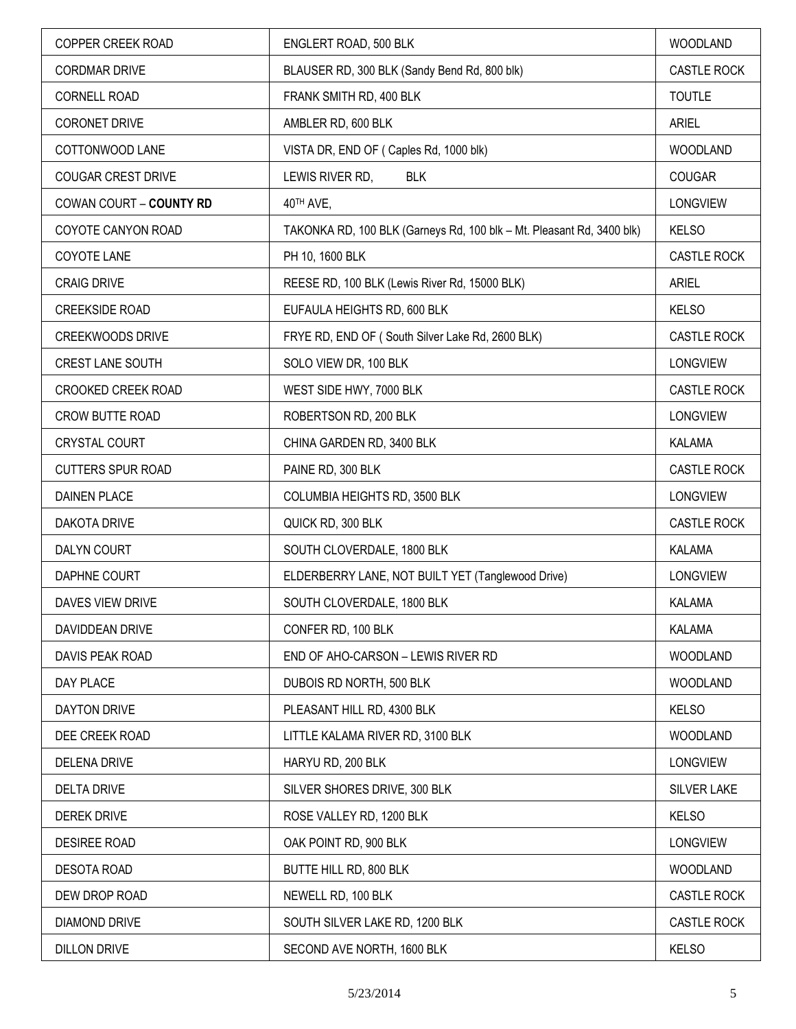| | | |
|---|---|---|
| COPPER CREEK ROAD | ENGLERT ROAD, 500 BLK | WOODLAND |
| CORDMAR DRIVE | BLAUSER RD, 300 BLK (Sandy Bend Rd, 800 blk) | CASTLE ROCK |
| CORNELL ROAD | FRANK SMITH RD, 400 BLK | TOUTLE |
| CORONET DRIVE | AMBLER RD, 600 BLK | ARIEL |
| COTTONWOOD LANE | VISTA DR, END OF ( Caples Rd, 1000 blk) | WOODLAND |
| COUGAR CREST DRIVE | LEWIS RIVER RD, BLK | COUGAR |
| COWAN COURT – **COUNTY RD** | 40TH AVE, | LONGVIEW |
| COYOTE CANYON ROAD | TAKONKA RD, 100 BLK (Garneys Rd, 100 blk – Mt. Pleasant Rd, 3400 blk) | KELSO |
| COYOTE LANE | PH 10, 1600 BLK | CASTLE ROCK |
| CRAIG DRIVE | REESE RD, 100 BLK (Lewis River Rd, 15000 BLK) | ARIEL |
| CREEKSIDE ROAD | EUFAULA HEIGHTS RD, 600 BLK | KELSO |
| CREEKWOODS DRIVE | FRYE RD, END OF ( South Silver Lake Rd, 2600 BLK) | CASTLE ROCK |
| CREST LANE SOUTH | SOLO VIEW DR, 100 BLK | LONGVIEW |
| CROOKED CREEK ROAD | WEST SIDE HWY, 7000 BLK | CASTLE ROCK |
| CROW BUTTE ROAD | ROBERTSON RD, 200 BLK | LONGVIEW |
| CRYSTAL COURT | CHINA GARDEN RD, 3400 BLK | KALAMA |
| CUTTERS SPUR ROAD | PAINE RD, 300 BLK | CASTLE ROCK |
| DAINEN PLACE | COLUMBIA HEIGHTS RD, 3500 BLK | LONGVIEW |
| DAKOTA DRIVE | QUICK RD, 300 BLK | CASTLE ROCK |
| DALYN COURT | SOUTH CLOVERDALE, 1800 BLK | KALAMA |
| DAPHNE COURT | ELDERBERRY LANE, NOT BUILT YET (Tanglewood Drive) | LONGVIEW |
| DAVES VIEW DRIVE | SOUTH CLOVERDALE, 1800 BLK | KALAMA |
| DAVIDDEAN DRIVE | CONFER RD, 100 BLK | KALAMA |
| DAVIS PEAK ROAD | END OF AHO-CARSON – LEWIS RIVER RD | WOODLAND |
| DAY PLACE | DUBOIS RD NORTH, 500 BLK | WOODLAND |
| DAYTON DRIVE | PLEASANT HILL RD, 4300 BLK | KELSO |
| DEE CREEK ROAD | LITTLE KALAMA RIVER RD, 3100 BLK | WOODLAND |
| DELENA DRIVE | HARYU RD, 200 BLK | LONGVIEW |
| DELTA DRIVE | SILVER SHORES DRIVE, 300 BLK | SILVER LAKE |
| DEREK DRIVE | ROSE VALLEY RD, 1200 BLK | KELSO |
| DESIREE ROAD | OAK POINT RD, 900 BLK | LONGVIEW |
| DESOTA ROAD | BUTTE HILL RD, 800 BLK | WOODLAND |
| DEW DROP ROAD | NEWELL RD, 100 BLK | CASTLE ROCK |
| DIAMOND DRIVE | SOUTH SILVER LAKE RD, 1200 BLK | CASTLE ROCK |
| DILLON DRIVE | SECOND AVE NORTH, 1600 BLK | KELSO |

5/23/2014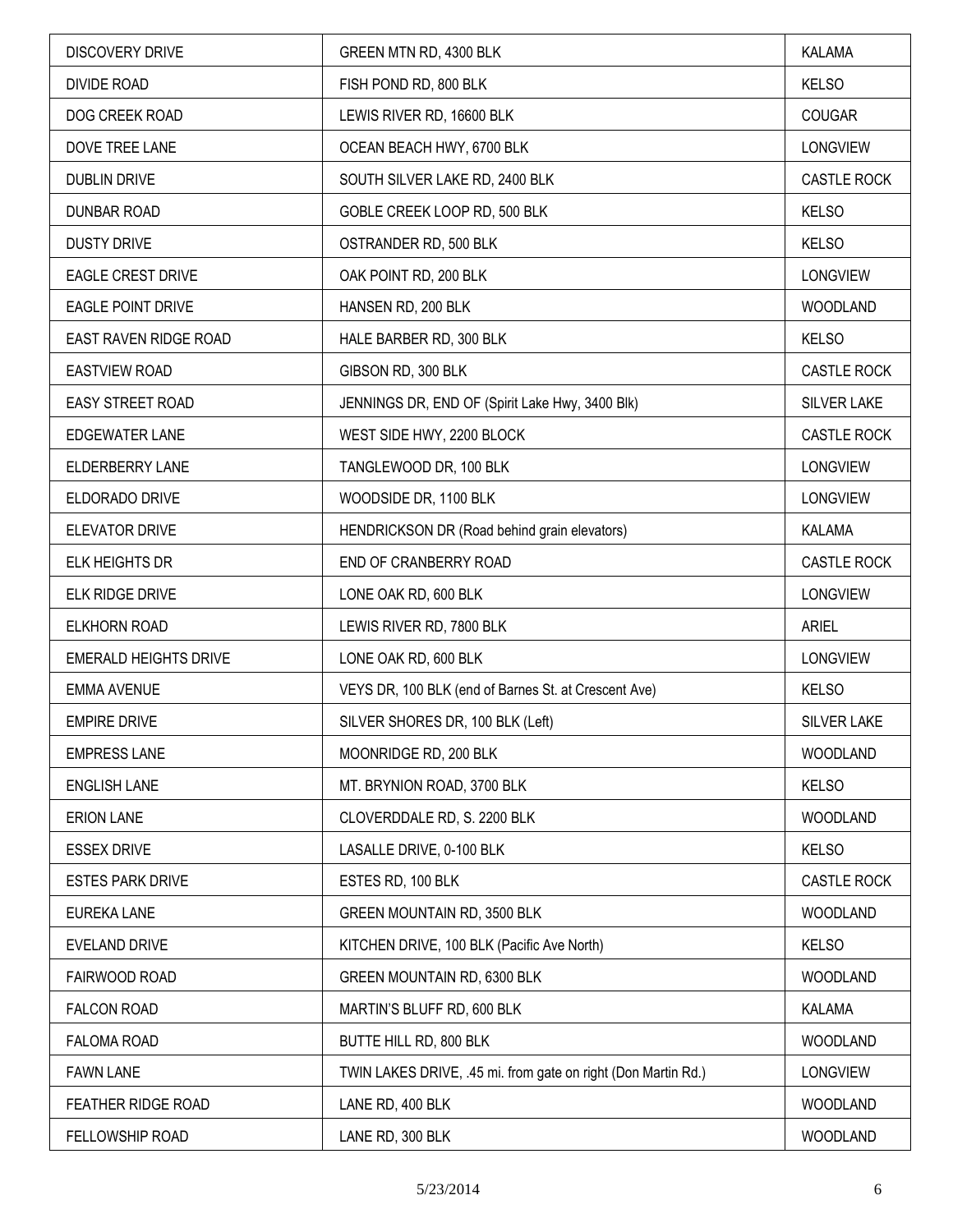| DISCOVERY DRIVE | GREEN MTN RD, 4300 BLK | KALAMA |
|---|---|---|
| DIVIDE ROAD | FISH POND RD, 800 BLK | KELSO |
| DOG CREEK ROAD | LEWIS RIVER RD, 16600 BLK | COUGAR |
| DOVE TREE LANE | OCEAN BEACH HWY, 6700 BLK | LONGVIEW |
| DUBLIN DRIVE | SOUTH SILVER LAKE RD, 2400 BLK | CASTLE ROCK |
| DUNBAR ROAD | GOBLE CREEK LOOP RD, 500 BLK | KELSO |
| DUSTY DRIVE | OSTRANDER RD, 500 BLK | KELSO |
| EAGLE CREST DRIVE | OAK POINT RD, 200 BLK | LONGVIEW |
| EAGLE POINT DRIVE | HANSEN RD, 200 BLK | WOODLAND |
| EAST RAVEN RIDGE ROAD | HALE BARBER RD, 300 BLK | KELSO |
| EASTVIEW ROAD | GIBSON RD, 300 BLK | CASTLE ROCK |
| EASY STREET ROAD | JENNINGS DR, END OF (Spirit Lake Hwy, 3400 Blk) | SILVER LAKE |
| EDGEWATER LANE | WEST SIDE HWY, 2200 BLOCK | CASTLE ROCK |
| ELDERBERRY LANE | TANGLEWOOD DR, 100 BLK | LONGVIEW |
| ELDORADO DRIVE | WOODSIDE DR, 1100 BLK | LONGVIEW |
| ELEVATOR DRIVE | HENDRICKSON DR (Road behind grain elevators) | KALAMA |
| ELK HEIGHTS DR | END OF CRANBERRY ROAD | CASTLE ROCK |
| ELK RIDGE DRIVE | LONE OAK RD, 600 BLK | LONGVIEW |
| ELKHORN ROAD | LEWIS RIVER RD, 7800 BLK | ARIEL |
| EMERALD HEIGHTS DRIVE | LONE OAK RD, 600 BLK | LONGVIEW |
| EMMA AVENUE | VEYS DR, 100 BLK (end of Barnes St. at Crescent Ave) | KELSO |
| EMPIRE DRIVE | SILVER SHORES DR, 100 BLK (Left) | SILVER LAKE |
| EMPRESS LANE | MOONRIDGE RD, 200 BLK | WOODLAND |
| ENGLISH LANE | MT. BRYNION ROAD, 3700 BLK | KELSO |
| ERION LANE | CLOVERDDALE RD, S. 2200 BLK | WOODLAND |
| ESSEX DRIVE | LASALLE DRIVE, 0-100 BLK | KELSO |
| ESTES PARK DRIVE | ESTES RD, 100 BLK | CASTLE ROCK |
| EUREKA LANE | GREEN MOUNTAIN RD, 3500 BLK | WOODLAND |
| EVELAND DRIVE | KITCHEN DRIVE, 100 BLK (Pacific Ave North) | KELSO |
| FAIRWOOD ROAD | GREEN MOUNTAIN RD, 6300 BLK | WOODLAND |
| FALCON ROAD | MARTIN'S BLUFF RD, 600 BLK | KALAMA |
| FALOMA ROAD | BUTTE HILL RD, 800 BLK | WOODLAND |
| FAWN LANE | TWIN LAKES DRIVE, .45 mi. from gate on right (Don Martin Rd.) | LONGVIEW |
| FEATHER RIDGE ROAD | LANE RD, 400 BLK | WOODLAND |
| FELLOWSHIP ROAD | LANE RD, 300 BLK | WOODLAND |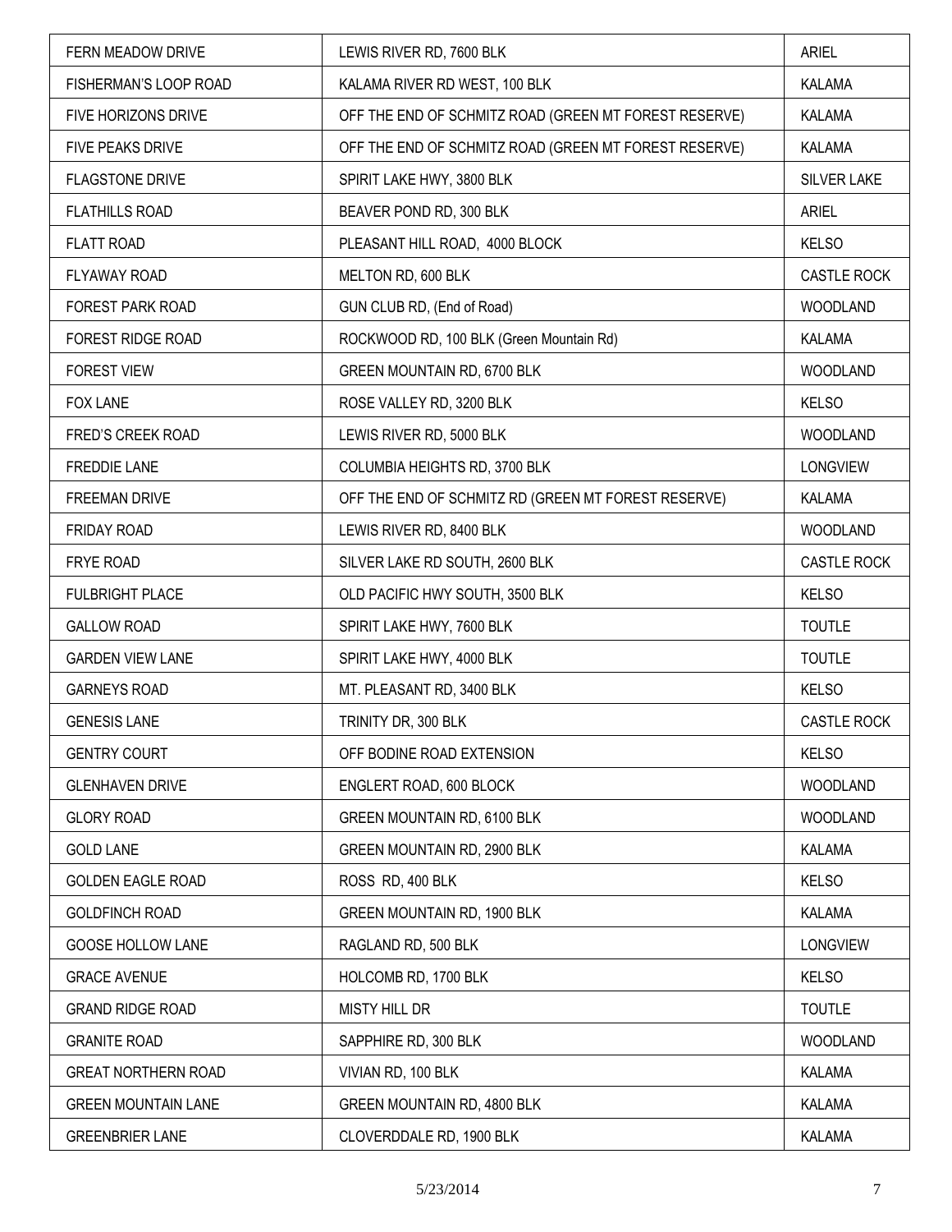| FERN MEADOW DRIVE | LEWIS RIVER RD, 7600 BLK | ARIEL |
|---|---|---|
| FISHERMAN'S LOOP ROAD | KALAMA RIVER RD WEST, 100 BLK | KALAMA |
| FIVE HORIZONS DRIVE | OFF THE END OF SCHMITZ ROAD (GREEN MT FOREST RESERVE) | KALAMA |
| FIVE PEAKS DRIVE | OFF THE END OF SCHMITZ ROAD (GREEN MT FOREST RESERVE) | KALAMA |
| FLAGSTONE DRIVE | SPIRIT LAKE HWY, 3800 BLK | SILVER LAKE |
| FLATHILLS ROAD | BEAVER POND RD, 300 BLK | ARIEL |
| FLATT ROAD | PLEASANT HILL ROAD, 4000 BLOCK | KELSO |
| FLYAWAY ROAD | MELTON RD, 600 BLK | CASTLE ROCK |
| FOREST PARK ROAD | GUN CLUB RD, (End of Road) | WOODLAND |
| FOREST RIDGE ROAD | ROCKWOOD RD, 100 BLK (Green Mountain Rd) | KALAMA |
| FOREST VIEW | GREEN MOUNTAIN RD, 6700 BLK | WOODLAND |
| FOX LANE | ROSE VALLEY RD, 3200 BLK | KELSO |
| FRED'S CREEK ROAD | LEWIS RIVER RD, 5000 BLK | WOODLAND |
| FREDDIE LANE | COLUMBIA HEIGHTS RD, 3700 BLK | LONGVIEW |
| FREEMAN DRIVE | OFF THE END OF SCHMITZ RD (GREEN MT FOREST RESERVE) | KALAMA |
| FRIDAY ROAD | LEWIS RIVER RD, 8400 BLK | WOODLAND |
| FRYE ROAD | SILVER LAKE RD SOUTH, 2600 BLK | CASTLE ROCK |
| FULBRIGHT PLACE | OLD PACIFIC HWY SOUTH, 3500 BLK | KELSO |
| GALLOW ROAD | SPIRIT LAKE HWY, 7600 BLK | TOUTLE |
| GARDEN VIEW LANE | SPIRIT LAKE HWY, 4000 BLK | TOUTLE |
| GARNEYS ROAD | MT. PLEASANT RD, 3400 BLK | KELSO |
| GENESIS LANE | TRINITY DR, 300 BLK | CASTLE ROCK |
| GENTRY COURT | OFF BODINE ROAD EXTENSION | KELSO |
| GLENHAVEN DRIVE | ENGLERT ROAD, 600 BLOCK | WOODLAND |
| GLORY ROAD | GREEN MOUNTAIN RD, 6100 BLK | WOODLAND |
| GOLD LANE | GREEN MOUNTAIN RD, 2900 BLK | KALAMA |
| GOLDEN EAGLE ROAD | ROSS RD, 400 BLK | KELSO |
| GOLDFINCH ROAD | GREEN MOUNTAIN RD, 1900 BLK | KALAMA |
| GOOSE HOLLOW LANE | RAGLAND RD, 500 BLK | LONGVIEW |
| GRACE AVENUE | HOLCOMB RD, 1700 BLK | KELSO |
| GRAND RIDGE ROAD | MISTY HILL DR | TOUTLE |
| GRANITE ROAD | SAPPHIRE RD, 300 BLK | WOODLAND |
| GREAT NORTHERN ROAD | VIVIAN RD, 100 BLK | KALAMA |
| GREEN MOUNTAIN LANE | GREEN MOUNTAIN RD, 4800 BLK | KALAMA |
| GREENBRIER LANE | CLOVERDDALE RD, 1900 BLK | KALAMA |

5/23/2014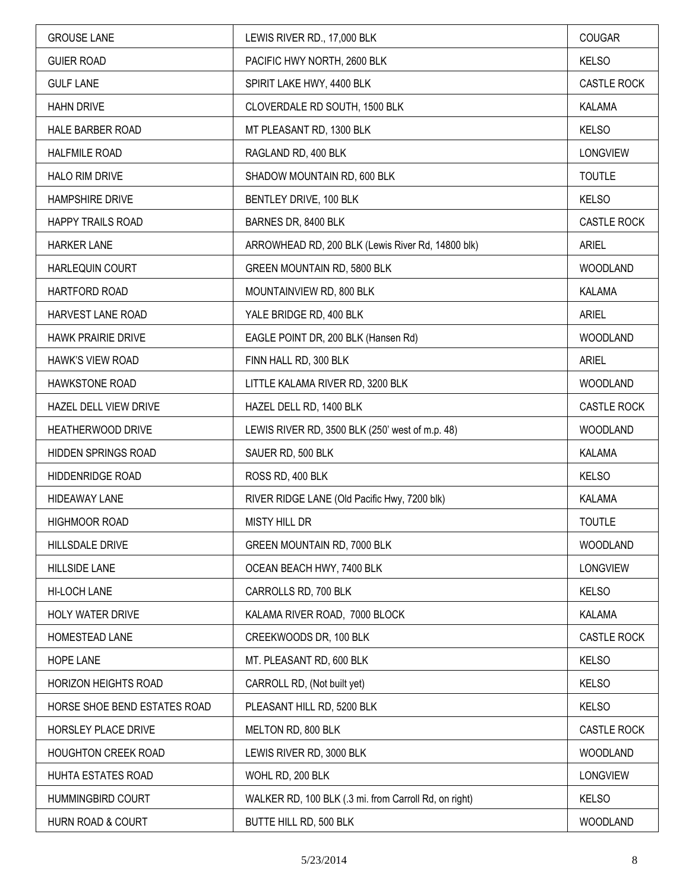| GROUSE LANE | LEWIS RIVER RD., 17,000 BLK | COUGAR |
|---|---|---|
| GUIER ROAD | PACIFIC HWY NORTH, 2600 BLK | KELSO |
| GULF LANE | SPIRIT LAKE HWY, 4400 BLK | CASTLE ROCK |
| HAHN DRIVE | CLOVERDALE RD SOUTH, 1500 BLK | KALAMA |
| HALE BARBER ROAD | MT PLEASANT RD, 1300 BLK | KELSO |
| HALFMILE ROAD | RAGLAND RD, 400 BLK | LONGVIEW |
| HALO RIM DRIVE | SHADOW MOUNTAIN RD, 600 BLK | TOUTLE |
| HAMPSHIRE DRIVE | BENTLEY DRIVE, 100 BLK | KELSO |
| HAPPY TRAILS ROAD | BARNES DR, 8400 BLK | CASTLE ROCK |
| HARKER LANE | ARROWHEAD RD, 200 BLK (Lewis River Rd, 14800 blk) | ARIEL |
| HARLEQUIN COURT | GREEN MOUNTAIN RD, 5800 BLK | WOODLAND |
| HARTFORD ROAD | MOUNTAINVIEW RD, 800 BLK | KALAMA |
| HARVEST LANE ROAD | YALE BRIDGE RD, 400 BLK | ARIEL |
| HAWK PRAIRIE DRIVE | EAGLE POINT DR, 200 BLK (Hansen Rd) | WOODLAND |
| HAWK'S VIEW ROAD | FINN HALL RD, 300 BLK | ARIEL |
| HAWKSTONE ROAD | LITTLE KALAMA RIVER RD, 3200 BLK | WOODLAND |
| HAZEL DELL VIEW DRIVE | HAZEL DELL RD, 1400 BLK | CASTLE ROCK |
| HEATHERWOOD DRIVE | LEWIS RIVER RD, 3500 BLK (250' west of m.p. 48) | WOODLAND |
| HIDDEN SPRINGS ROAD | SAUER RD, 500 BLK | KALAMA |
| HIDDENRIDGE ROAD | ROSS RD, 400 BLK | KELSO |
| HIDEAWAY LANE | RIVER RIDGE LANE (Old Pacific Hwy, 7200 blk) | KALAMA |
| HIGHMOOR ROAD | MISTY HILL DR | TOUTLE |
| HILLSDALE DRIVE | GREEN MOUNTAIN RD, 7000 BLK | WOODLAND |
| HILLSIDE LANE | OCEAN BEACH HWY, 7400 BLK | LONGVIEW |
| HI-LOCH LANE | CARROLLS RD, 700 BLK | KELSO |
| HOLY WATER DRIVE | KALAMA RIVER ROAD, 7000 BLOCK | KALAMA |
| HOMESTEAD LANE | CREEKWOODS DR, 100 BLK | CASTLE ROCK |
| HOPE LANE | MT. PLEASANT RD, 600 BLK | KELSO |
| HORIZON HEIGHTS ROAD | CARROLL RD, (Not built yet) | KELSO |
| HORSE SHOE BEND ESTATES ROAD | PLEASANT HILL RD, 5200 BLK | KELSO |
| HORSLEY PLACE DRIVE | MELTON RD, 800 BLK | CASTLE ROCK |
| HOUGHTON CREEK ROAD | LEWIS RIVER RD, 3000 BLK | WOODLAND |
| HUHTA ESTATES ROAD | WOHL RD, 200 BLK | LONGVIEW |
| HUMMINGBIRD COURT | WALKER RD, 100 BLK (.3 mi. from Carroll Rd, on right) | KELSO |
| HURN ROAD & COURT | BUTTE HILL RD, 500 BLK | WOODLAND |

5/23/2014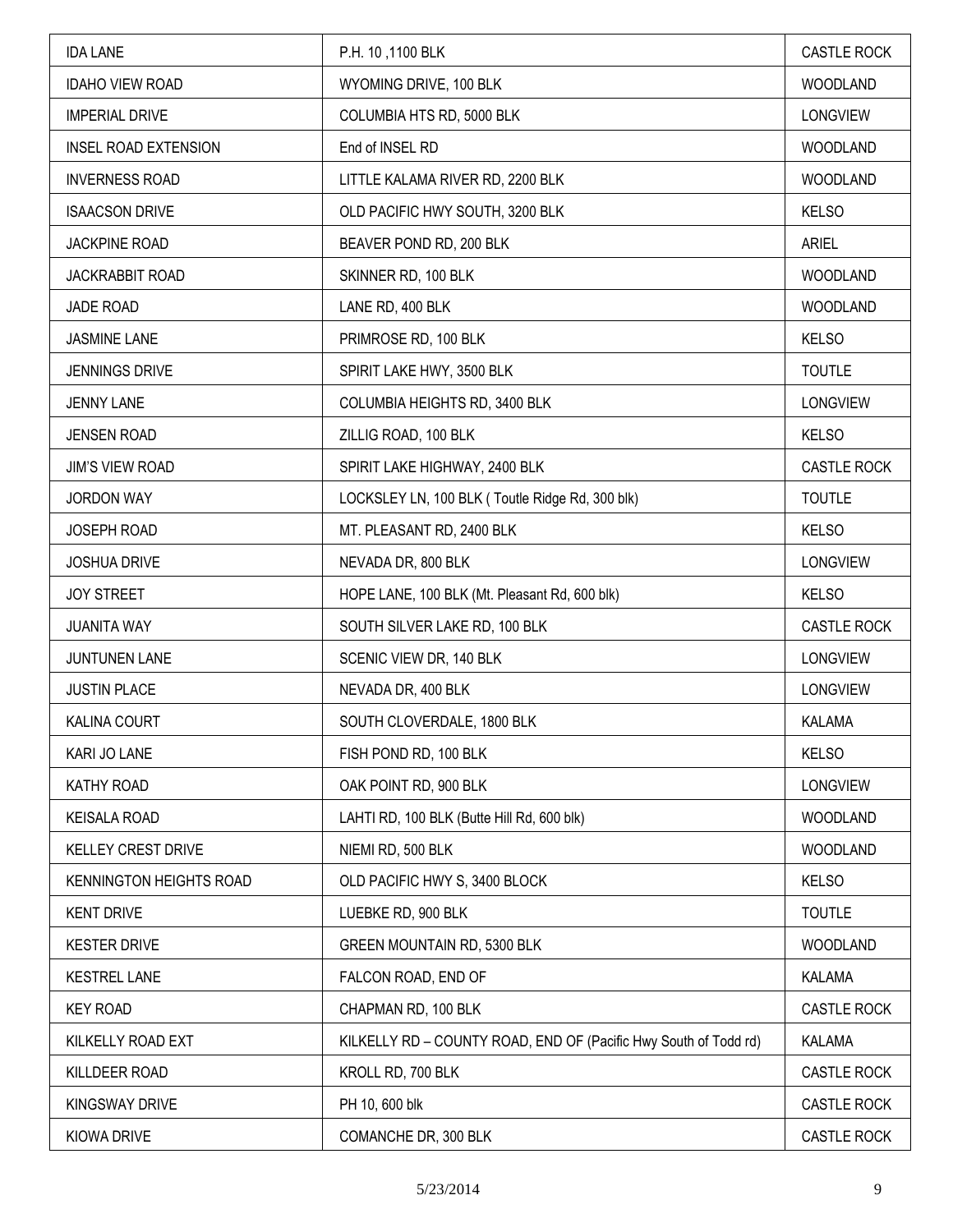| IDA LANE | P.H. 10 ,1100 BLK | CASTLE ROCK |
|---|---|---|
| IDAHO VIEW ROAD | WYOMING DRIVE, 100 BLK | WOODLAND |
| IMPERIAL DRIVE | COLUMBIA HTS RD, 5000 BLK | LONGVIEW |
| INSEL ROAD EXTENSION | End of INSEL RD | WOODLAND |
| INVERNESS ROAD | LITTLE KALAMA RIVER RD, 2200 BLK | WOODLAND |
| ISAACSON DRIVE | OLD PACIFIC HWY SOUTH, 3200 BLK | KELSO |
| JACKPINE ROAD | BEAVER POND RD, 200 BLK | ARIEL |
| JACKRABBIT ROAD | SKINNER RD, 100 BLK | WOODLAND |
| JADE ROAD | LANE RD, 400 BLK | WOODLAND |
| JASMINE LANE | PRIMROSE RD, 100 BLK | KELSO |
| JENNINGS DRIVE | SPIRIT LAKE HWY, 3500 BLK | TOUTLE |
| JENNY LANE | COLUMBIA HEIGHTS RD, 3400 BLK | LONGVIEW |
| JENSEN ROAD | ZILLIG ROAD, 100 BLK | KELSO |
| JIM'S VIEW ROAD | SPIRIT LAKE HIGHWAY, 2400 BLK | CASTLE ROCK |
| JORDON WAY | LOCKSLEY LN, 100 BLK ( Toutle Ridge Rd, 300 blk) | TOUTLE |
| JOSEPH ROAD | MT. PLEASANT RD, 2400 BLK | KELSO |
| JOSHUA DRIVE | NEVADA DR, 800 BLK | LONGVIEW |
| JOY STREET | HOPE LANE, 100 BLK (Mt. Pleasant Rd, 600 blk) | KELSO |
| JUANITA WAY | SOUTH SILVER LAKE RD, 100 BLK | CASTLE ROCK |
| JUNTUNEN LANE | SCENIC VIEW DR, 140 BLK | LONGVIEW |
| JUSTIN PLACE | NEVADA DR, 400 BLK | LONGVIEW |
| KALINA COURT | SOUTH CLOVERDALE, 1800 BLK | KALAMA |
| KARI JO LANE | FISH POND RD, 100 BLK | KELSO |
| KATHY ROAD | OAK POINT RD, 900 BLK | LONGVIEW |
| KEISALA ROAD | LAHTI RD, 100 BLK (Butte Hill Rd, 600 blk) | WOODLAND |
| KELLEY CREST DRIVE | NIEMI RD, 500 BLK | WOODLAND |
| KENNINGTON HEIGHTS ROAD | OLD PACIFIC HWY S, 3400 BLOCK | KELSO |
| KENT DRIVE | LUEBKE RD, 900 BLK | TOUTLE |
| KESTER DRIVE | GREEN MOUNTAIN RD, 5300 BLK | WOODLAND |
| KESTREL LANE | FALCON ROAD, END OF | KALAMA |
| KEY ROAD | CHAPMAN RD, 100 BLK | CASTLE ROCK |
| KILKELLY ROAD EXT | KILKELLY RD – COUNTY ROAD, END OF (Pacific Hwy South of Todd rd) | KALAMA |
| KILLDEER ROAD | KROLL RD, 700 BLK | CASTLE ROCK |
| KINGSWAY DRIVE | PH 10, 600 blk | CASTLE ROCK |
| KIOWA DRIVE | COMANCHE DR, 300 BLK | CASTLE ROCK |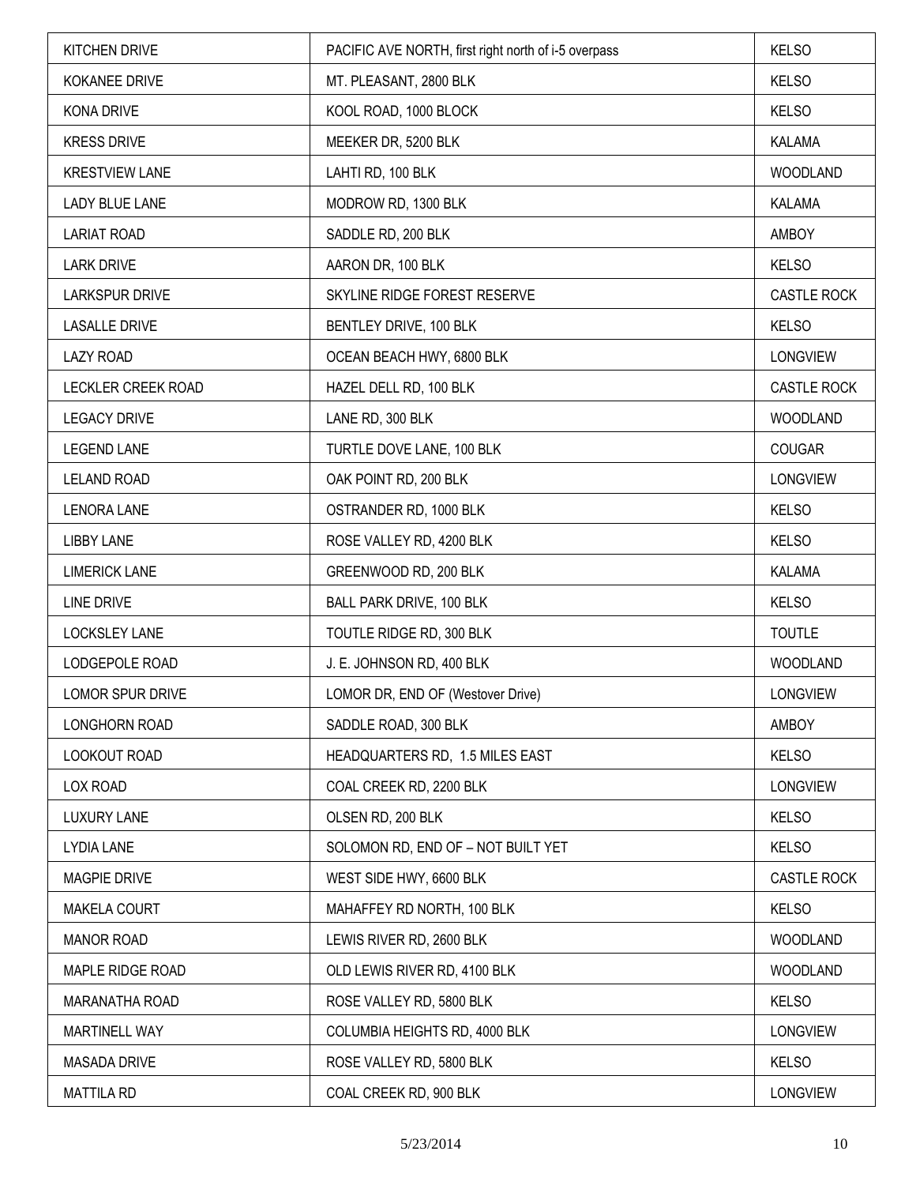| KITCHEN DRIVE | PACIFIC AVE NORTH, first right north of i-5 overpass | KELSO |
|---|---|---|
| KOKANEE DRIVE | MT. PLEASANT, 2800 BLK | KELSO |
| KONA DRIVE | KOOL ROAD, 1000 BLOCK | KELSO |
| KRESS DRIVE | MEEKER DR, 5200 BLK | KALAMA |
| KRESTVIEW LANE | LAHTI RD, 100 BLK | WOODLAND |
| LADY BLUE LANE | MODROW RD, 1300 BLK | KALAMA |
| LARIAT ROAD | SADDLE RD, 200 BLK | AMBOY |
| LARK DRIVE | AARON DR, 100 BLK | KELSO |
| LARKSPUR DRIVE | SKYLINE RIDGE FOREST RESERVE | CASTLE ROCK |
| LASALLE DRIVE | BENTLEY DRIVE, 100 BLK | KELSO |
| LAZY ROAD | OCEAN BEACH HWY, 6800 BLK | LONGVIEW |
| LECKLER CREEK ROAD | HAZEL DELL RD, 100 BLK | CASTLE ROCK |
| LEGACY DRIVE | LANE RD, 300 BLK | WOODLAND |
| LEGEND LANE | TURTLE DOVE LANE, 100 BLK | COUGAR |
| LELAND ROAD | OAK POINT RD, 200 BLK | LONGVIEW |
| LENORA LANE | OSTRANDER RD, 1000 BLK | KELSO |
| LIBBY LANE | ROSE VALLEY RD, 4200 BLK | KELSO |
| LIMERICK LANE | GREENWOOD RD, 200 BLK | KALAMA |
| LINE DRIVE | BALL PARK DRIVE, 100 BLK | KELSO |
| LOCKSLEY LANE | TOUTLE RIDGE RD, 300 BLK | TOUTLE |
| LODGEPOLE ROAD | J. E. JOHNSON RD, 400 BLK | WOODLAND |
| LOMOR SPUR DRIVE | LOMOR DR, END OF (Westover Drive) | LONGVIEW |
| LONGHORN ROAD | SADDLE ROAD, 300 BLK | AMBOY |
| LOOKOUT ROAD | HEADQUARTERS RD, 1.5 MILES EAST | KELSO |
| LOX ROAD | COAL CREEK RD, 2200 BLK | LONGVIEW |
| LUXURY LANE | OLSEN RD, 200 BLK | KELSO |
| LYDIA LANE | SOLOMON RD, END OF – NOT BUILT YET | KELSO |
| MAGPIE DRIVE | WEST SIDE HWY, 6600 BLK | CASTLE ROCK |
| MAKELA COURT | MAHAFFEY RD NORTH, 100 BLK | KELSO |
| MANOR ROAD | LEWIS RIVER RD, 2600 BLK | WOODLAND |
| MAPLE RIDGE ROAD | OLD LEWIS RIVER RD, 4100 BLK | WOODLAND |
| MARANATHA ROAD | ROSE VALLEY RD, 5800 BLK | KELSO |
| MARTINELL WAY | COLUMBIA HEIGHTS RD, 4000 BLK | LONGVIEW |
| MASADA DRIVE | ROSE VALLEY RD, 5800 BLK | KELSO |
| MATTILA RD | COAL CREEK RD, 900 BLK | LONGVIEW |

5/23/2014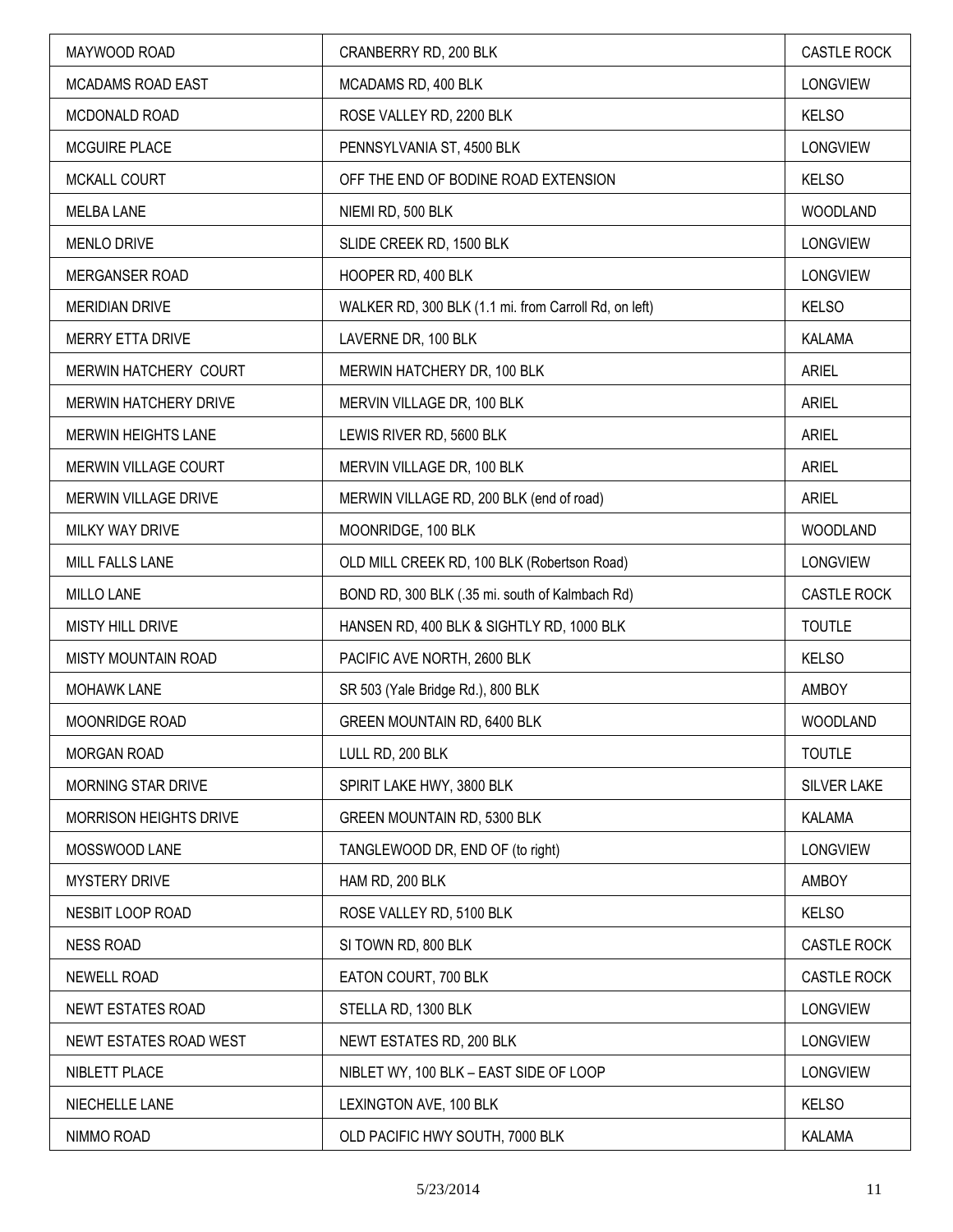| MAYWOOD ROAD | CRANBERRY RD, 200 BLK | CASTLE ROCK |
|---|---|---|
| MCADAMS ROAD EAST | MCADAMS RD, 400 BLK | LONGVIEW |
| MCDONALD ROAD | ROSE VALLEY RD, 2200 BLK | KELSO |
| MCGUIRE PLACE | PENNSYLVANIA ST, 4500 BLK | LONGVIEW |
| MCKALL COURT | OFF THE END OF BODINE ROAD EXTENSION | KELSO |
| MELBA LANE | NIEMI RD, 500 BLK | WOODLAND |
| MENLO DRIVE | SLIDE CREEK RD, 1500 BLK | LONGVIEW |
| MERGANSER ROAD | HOOPER RD, 400 BLK | LONGVIEW |
| MERIDIAN DRIVE | WALKER RD, 300 BLK (1.1 mi. from Carroll Rd, on left) | KELSO |
| MERRY ETTA DRIVE | LAVERNE DR, 100 BLK | KALAMA |
| MERWIN HATCHERY COURT | MERWIN HATCHERY DR, 100 BLK | ARIEL |
| MERWIN HATCHERY DRIVE | MERVIN VILLAGE DR, 100 BLK | ARIEL |
| MERWIN HEIGHTS LANE | LEWIS RIVER RD, 5600 BLK | ARIEL |
| MERWIN VILLAGE COURT | MERVIN VILLAGE DR, 100 BLK | ARIEL |
| MERWIN VILLAGE DRIVE | MERWIN VILLAGE RD, 200 BLK (end of road) | ARIEL |
| MILKY WAY DRIVE | MOONRIDGE, 100 BLK | WOODLAND |
| MILL FALLS LANE | OLD MILL CREEK RD, 100 BLK (Robertson Road) | LONGVIEW |
| MILLO LANE | BOND RD, 300 BLK (.35 mi. south of Kalmbach Rd) | CASTLE ROCK |
| MISTY HILL DRIVE | HANSEN RD, 400 BLK & SIGHTLY RD, 1000 BLK | TOUTLE |
| MISTY MOUNTAIN ROAD | PACIFIC AVE NORTH, 2600 BLK | KELSO |
| MOHAWK LANE | SR 503 (Yale Bridge Rd.), 800 BLK | AMBOY |
| MOONRIDGE ROAD | GREEN MOUNTAIN RD, 6400 BLK | WOODLAND |
| MORGAN ROAD | LULL RD, 200 BLK | TOUTLE |
| MORNING STAR DRIVE | SPIRIT LAKE HWY, 3800 BLK | SILVER LAKE |
| MORRISON HEIGHTS DRIVE | GREEN MOUNTAIN RD, 5300 BLK | KALAMA |
| MOSSWOOD LANE | TANGLEWOOD DR, END OF (to right) | LONGVIEW |
| MYSTERY DRIVE | HAM RD, 200 BLK | AMBOY |
| NESBIT LOOP ROAD | ROSE VALLEY RD, 5100 BLK | KELSO |
| NESS ROAD | SI TOWN RD, 800 BLK | CASTLE ROCK |
| NEWELL ROAD | EATON COURT, 700 BLK | CASTLE ROCK |
| NEWT ESTATES ROAD | STELLA RD, 1300 BLK | LONGVIEW |
| NEWT ESTATES ROAD WEST | NEWT ESTATES RD, 200 BLK | LONGVIEW |
| NIBLETT PLACE | NIBLET WY, 100 BLK – EAST SIDE OF LOOP | LONGVIEW |
| NIECHELLE LANE | LEXINGTON AVE, 100 BLK | KELSO |
| NIMMO ROAD | OLD PACIFIC HWY SOUTH, 7000 BLK | KALAMA |

5/23/2014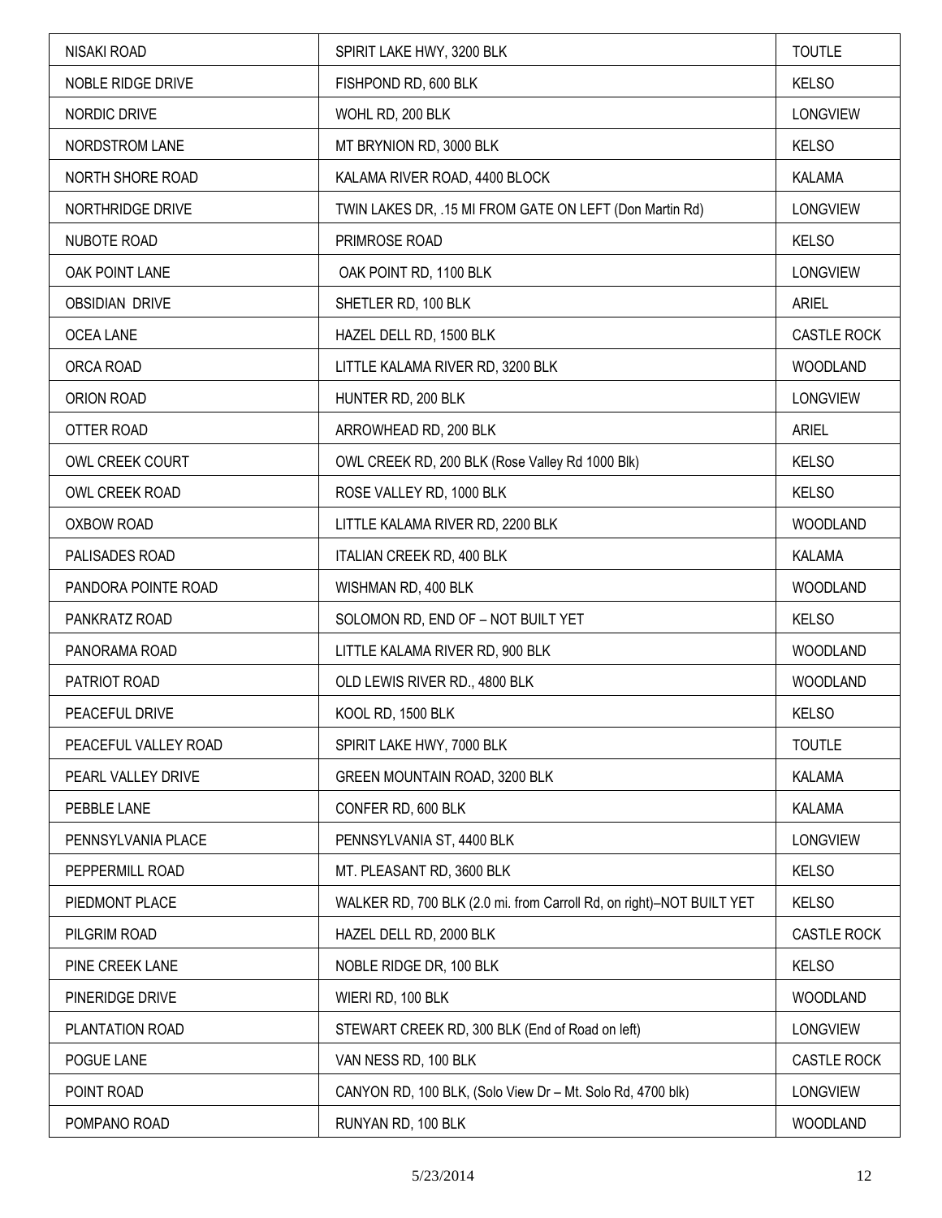| | | |
|---|---|---|
| NISAKI ROAD | SPIRIT LAKE HWY, 3200 BLK | TOUTLE |
| NOBLE RIDGE DRIVE | FISHPOND RD, 600 BLK | KELSO |
| NORDIC DRIVE | WOHL RD, 200 BLK | LONGVIEW |
| NORDSTROM LANE | MT BRYNION RD, 3000 BLK | KELSO |
| NORTH SHORE ROAD | KALAMA RIVER ROAD, 4400 BLOCK | KALAMA |
| NORTHRIDGE DRIVE | TWIN LAKES DR, .15 MI FROM GATE ON LEFT (Don Martin Rd) | LONGVIEW |
| NUBOTE ROAD | PRIMROSE ROAD | KELSO |
| OAK POINT LANE | OAK POINT RD, 1100 BLK | LONGVIEW |
| OBSIDIAN DRIVE | SHETLER RD, 100 BLK | ARIEL |
| OCEA LANE | HAZEL DELL RD, 1500 BLK | CASTLE ROCK |
| ORCA ROAD | LITTLE KALAMA RIVER RD, 3200 BLK | WOODLAND |
| ORION ROAD | HUNTER RD, 200 BLK | LONGVIEW |
| OTTER ROAD | ARROWHEAD RD, 200 BLK | ARIEL |
| OWL CREEK COURT | OWL CREEK RD, 200 BLK (Rose Valley Rd 1000 Blk) | KELSO |
| OWL CREEK ROAD | ROSE VALLEY RD, 1000 BLK | KELSO |
| OXBOW ROAD | LITTLE KALAMA RIVER RD, 2200 BLK | WOODLAND |
| PALISADES ROAD | ITALIAN CREEK RD, 400 BLK | KALAMA |
| PANDORA POINTE ROAD | WISHMAN RD, 400 BLK | WOODLAND |
| PANKRATZ ROAD | SOLOMON RD, END OF – NOT BUILT YET | KELSO |
| PANORAMA ROAD | LITTLE KALAMA RIVER RD, 900 BLK | WOODLAND |
| PATRIOT ROAD | OLD LEWIS RIVER RD., 4800 BLK | WOODLAND |
| PEACEFUL DRIVE | KOOL RD, 1500 BLK | KELSO |
| PEACEFUL VALLEY ROAD | SPIRIT LAKE HWY, 7000 BLK | TOUTLE |
| PEARL VALLEY DRIVE | GREEN MOUNTAIN ROAD, 3200 BLK | KALAMA |
| PEBBLE LANE | CONFER RD, 600 BLK | KALAMA |
| PENNSYLVANIA PLACE | PENNSYLVANIA ST, 4400 BLK | LONGVIEW |
| PEPPERMILL ROAD | MT. PLEASANT RD, 3600 BLK | KELSO |
| PIEDMONT PLACE | WALKER RD, 700 BLK (2.0 mi. from Carroll Rd, on right)–NOT BUILT YET | KELSO |
| PILGRIM ROAD | HAZEL DELL RD, 2000 BLK | CASTLE ROCK |
| PINE CREEK LANE | NOBLE RIDGE DR, 100 BLK | KELSO |
| PINERIDGE DRIVE | WIERI RD, 100 BLK | WOODLAND |
| PLANTATION ROAD | STEWART CREEK RD, 300 BLK (End of Road on left) | LONGVIEW |
| POGUE LANE | VAN NESS RD, 100 BLK | CASTLE ROCK |
| POINT ROAD | CANYON RD, 100 BLK, (Solo View Dr – Mt. Solo Rd, 4700 blk) | LONGVIEW |
| POMPANO ROAD | RUNYAN RD, 100 BLK | WOODLAND |

5/23/2014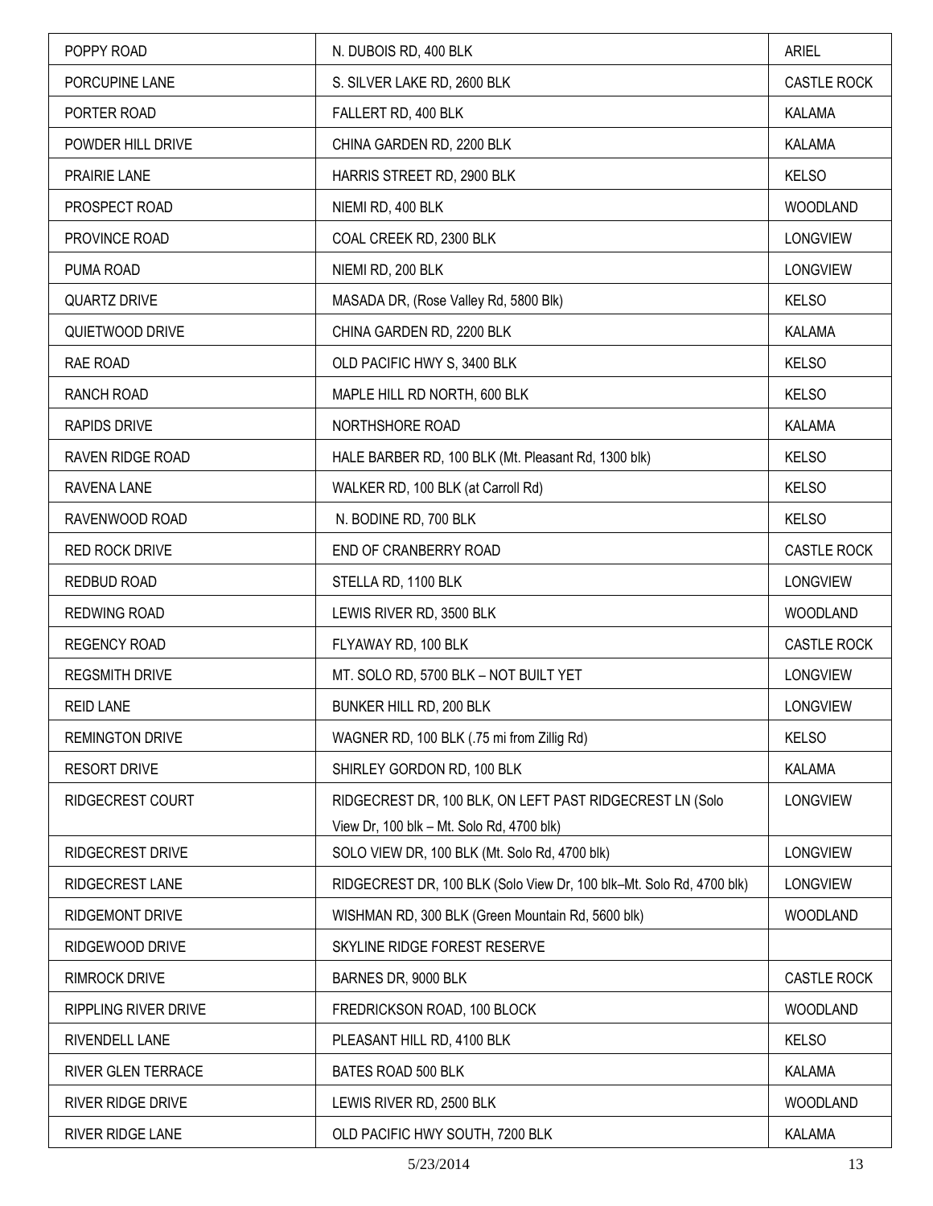| | | |
|---|---|---|
| POPPY ROAD | N. DUBOIS RD, 400 BLK | ARIEL |
| PORCUPINE LANE | S. SILVER LAKE RD, 2600 BLK | CASTLE ROCK |
| PORTER ROAD | FALLERT RD, 400 BLK | KALAMA |
| POWDER HILL DRIVE | CHINA GARDEN RD, 2200 BLK | KALAMA |
| PRAIRIE LANE | HARRIS STREET RD, 2900 BLK | KELSO |
| PROSPECT ROAD | NIEMI RD, 400 BLK | WOODLAND |
| PROVINCE ROAD | COAL CREEK RD, 2300 BLK | LONGVIEW |
| PUMA ROAD | NIEMI RD, 200 BLK | LONGVIEW |
| QUARTZ DRIVE | MASADA DR, (Rose Valley Rd, 5800 Blk) | KELSO |
| QUIETWOOD DRIVE | CHINA GARDEN RD, 2200 BLK | KALAMA |
| RAE ROAD | OLD PACIFIC HWY S, 3400 BLK | KELSO |
| RANCH ROAD | MAPLE HILL RD NORTH, 600 BLK | KELSO |
| RAPIDS DRIVE | NORTHSHORE ROAD | KALAMA |
| RAVEN RIDGE ROAD | HALE BARBER RD, 100 BLK (Mt. Pleasant Rd, 1300 blk) | KELSO |
| RAVENA LANE | WALKER RD, 100 BLK (at Carroll Rd) | KELSO |
| RAVENWOOD ROAD | N. BODINE RD, 700 BLK | KELSO |
| RED ROCK DRIVE | END OF CRANBERRY ROAD | CASTLE ROCK |
| REDBUD ROAD | STELLA RD, 1100 BLK | LONGVIEW |
| REDWING ROAD | LEWIS RIVER RD, 3500 BLK | WOODLAND |
| REGENCY ROAD | FLYAWAY RD, 100 BLK | CASTLE ROCK |
| REGSMITH DRIVE | MT. SOLO RD, 5700 BLK – NOT BUILT YET | LONGVIEW |
| REID LANE | BUNKER HILL RD, 200 BLK | LONGVIEW |
| REMINGTON DRIVE | WAGNER RD, 100 BLK (.75 mi from Zillig Rd) | KELSO |
| RESORT DRIVE | SHIRLEY GORDON RD, 100 BLK | KALAMA |
| RIDGECREST COURT | RIDGECREST DR, 100 BLK, ON LEFT PAST RIDGECREST LN (Solo View Dr, 100 blk – Mt. Solo Rd, 4700 blk) | LONGVIEW |
| RIDGECREST DRIVE | SOLO VIEW DR, 100 BLK (Mt. Solo Rd, 4700 blk) | LONGVIEW |
| RIDGECREST LANE | RIDGECREST DR, 100 BLK (Solo View Dr, 100 blk–Mt. Solo Rd, 4700 blk) | LONGVIEW |
| RIDGEMONT DRIVE | WISHMAN RD, 300 BLK (Green Mountain Rd, 5600 blk) | WOODLAND |
| RIDGEWOOD DRIVE | SKYLINE RIDGE FOREST RESERVE | |
| RIMROCK DRIVE | BARNES DR, 9000 BLK | CASTLE ROCK |
| RIPPLING RIVER DRIVE | FREDRICKSON ROAD, 100 BLOCK | WOODLAND |
| RIVENDELL LANE | PLEASANT HILL RD, 4100 BLK | KELSO |
| RIVER GLEN TERRACE | BATES ROAD 500 BLK | KALAMA |
| RIVER RIDGE DRIVE | LEWIS RIVER RD, 2500 BLK | WOODLAND |
| RIVER RIDGE LANE | OLD PACIFIC HWY SOUTH, 7200 BLK | KALAMA |

5/23/2014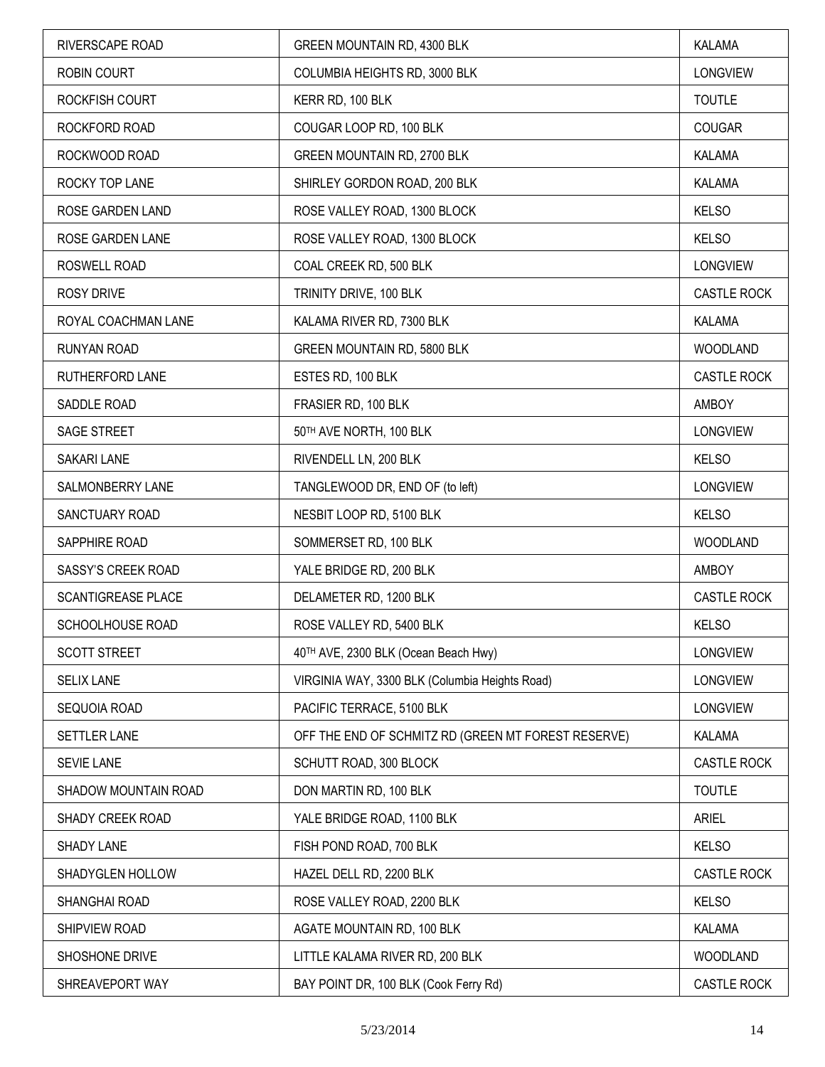| | | |
|---|---|---|
| RIVERSCAPE ROAD | GREEN MOUNTAIN RD, 4300 BLK | KALAMA |
| ROBIN COURT | COLUMBIA HEIGHTS RD, 3000 BLK | LONGVIEW |
| ROCKFISH COURT | KERR RD, 100 BLK | TOUTLE |
| ROCKFORD ROAD | COUGAR LOOP RD, 100 BLK | COUGAR |
| ROCKWOOD ROAD | GREEN MOUNTAIN RD, 2700 BLK | KALAMA |
| ROCKY TOP LANE | SHIRLEY GORDON ROAD, 200 BLK | KALAMA |
| ROSE GARDEN LAND | ROSE VALLEY ROAD, 1300 BLOCK | KELSO |
| ROSE GARDEN LANE | ROSE VALLEY ROAD, 1300 BLOCK | KELSO |
| ROSWELL ROAD | COAL CREEK RD, 500 BLK | LONGVIEW |
| ROSY DRIVE | TRINITY DRIVE, 100 BLK | CASTLE ROCK |
| ROYAL COACHMAN LANE | KALAMA RIVER RD, 7300 BLK | KALAMA |
| RUNYAN ROAD | GREEN MOUNTAIN RD, 5800 BLK | WOODLAND |
| RUTHERFORD LANE | ESTES RD, 100 BLK | CASTLE ROCK |
| SADDLE ROAD | FRASIER RD, 100 BLK | AMBOY |
| SAGE STREET | 50TH AVE NORTH, 100 BLK | LONGVIEW |
| SAKARI LANE | RIVENDELL LN, 200 BLK | KELSO |
| SALMONBERRY LANE | TANGLEWOOD DR, END OF (to left) | LONGVIEW |
| SANCTUARY ROAD | NESBIT LOOP RD, 5100 BLK | KELSO |
| SAPPHIRE ROAD | SOMMERSET RD, 100 BLK | WOODLAND |
| SASSY'S CREEK ROAD | YALE BRIDGE RD, 200 BLK | AMBOY |
| SCANTIGREASE PLACE | DELAMETER RD, 1200 BLK | CASTLE ROCK |
| SCHOOLHOUSE ROAD | ROSE VALLEY RD, 5400 BLK | KELSO |
| SCOTT STREET | 40TH AVE, 2300 BLK (Ocean Beach Hwy) | LONGVIEW |
| SELIX LANE | VIRGINIA WAY, 3300 BLK (Columbia Heights Road) | LONGVIEW |
| SEQUOIA ROAD | PACIFIC TERRACE, 5100 BLK | LONGVIEW |
| SETTLER LANE | OFF THE END OF SCHMITZ RD (GREEN MT FOREST RESERVE) | KALAMA |
| SEVIE LANE | SCHUTT ROAD, 300 BLOCK | CASTLE ROCK |
| SHADOW MOUNTAIN ROAD | DON MARTIN RD, 100 BLK | TOUTLE |
| SHADY CREEK ROAD | YALE BRIDGE ROAD, 1100 BLK | ARIEL |
| SHADY LANE | FISH POND ROAD, 700 BLK | KELSO |
| SHADYGLEN HOLLOW | HAZEL DELL RD, 2200 BLK | CASTLE ROCK |
| SHANGHAI ROAD | ROSE VALLEY ROAD, 2200 BLK | KELSO |
| SHIPVIEW ROAD | AGATE MOUNTAIN RD, 100 BLK | KALAMA |
| SHOSHONE DRIVE | LITTLE KALAMA RIVER RD, 200 BLK | WOODLAND |
| SHREAVEPORT WAY | BAY POINT DR, 100 BLK (Cook Ferry Rd) | CASTLE ROCK |

5/23/2014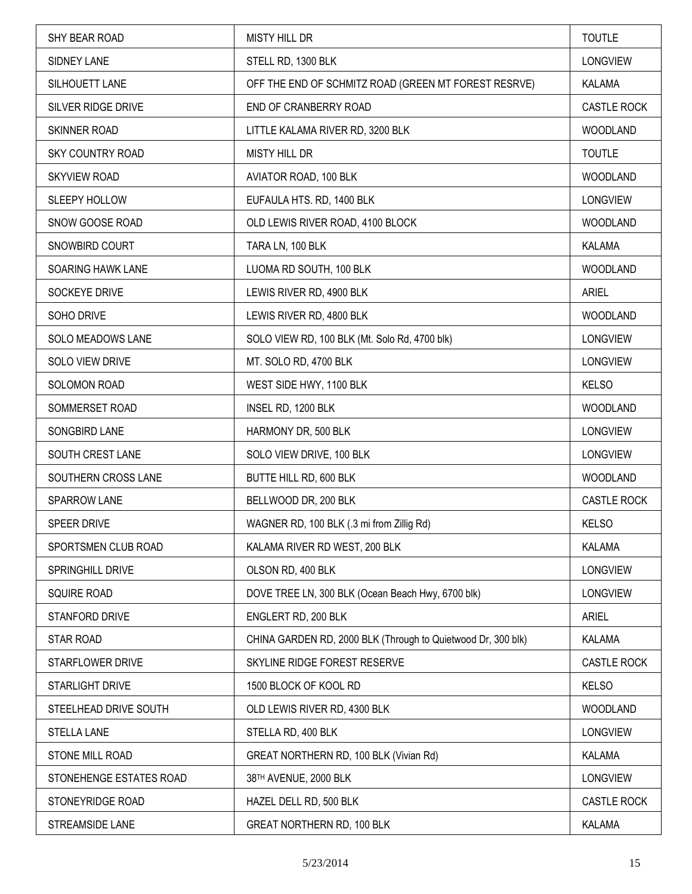| SHY BEAR ROAD | MISTY HILL DR | TOUTLE |
|---|---|---|
| SIDNEY LANE | STELL RD, 1300 BLK | LONGVIEW |
| SILHOUETT LANE | OFF THE END OF SCHMITZ ROAD (GREEN MT FOREST RESRVE) | KALAMA |
| SILVER RIDGE DRIVE | END OF CRANBERRY ROAD | CASTLE ROCK |
| SKINNER ROAD | LITTLE KALAMA RIVER RD, 3200 BLK | WOODLAND |
| SKY COUNTRY ROAD | MISTY HILL DR | TOUTLE |
| SKYVIEW ROAD | AVIATOR ROAD, 100 BLK | WOODLAND |
| SLEEPY HOLLOW | EUFAULA HTS. RD, 1400 BLK | LONGVIEW |
| SNOW GOOSE ROAD | OLD LEWIS RIVER ROAD, 4100 BLOCK | WOODLAND |
| SNOWBIRD COURT | TARA LN, 100 BLK | KALAMA |
| SOARING HAWK LANE | LUOMA RD SOUTH, 100 BLK | WOODLAND |
| SOCKEYE DRIVE | LEWIS RIVER RD, 4900 BLK | ARIEL |
| SOHO DRIVE | LEWIS RIVER RD, 4800 BLK | WOODLAND |
| SOLO MEADOWS LANE | SOLO VIEW RD, 100 BLK (Mt. Solo Rd, 4700 blk) | LONGVIEW |
| SOLO VIEW DRIVE | MT. SOLO RD, 4700 BLK | LONGVIEW |
| SOLOMON ROAD | WEST SIDE HWY, 1100 BLK | KELSO |
| SOMMERSET ROAD | INSEL RD, 1200 BLK | WOODLAND |
| SONGBIRD LANE | HARMONY DR, 500 BLK | LONGVIEW |
| SOUTH CREST LANE | SOLO VIEW DRIVE, 100 BLK | LONGVIEW |
| SOUTHERN CROSS LANE | BUTTE HILL RD, 600 BLK | WOODLAND |
| SPARROW LANE | BELLWOOD DR, 200 BLK | CASTLE ROCK |
| SPEER DRIVE | WAGNER RD, 100 BLK (.3 mi from Zillig Rd) | KELSO |
| SPORTSMEN CLUB ROAD | KALAMA RIVER RD WEST, 200 BLK | KALAMA |
| SPRINGHILL DRIVE | OLSON RD, 400 BLK | LONGVIEW |
| SQUIRE ROAD | DOVE TREE LN, 300 BLK (Ocean Beach Hwy, 6700 blk) | LONGVIEW |
| STANFORD DRIVE | ENGLERT RD, 200 BLK | ARIEL |
| STAR ROAD | CHINA GARDEN RD, 2000 BLK (Through to Quietwood Dr, 300 blk) | KALAMA |
| STARFLOWER DRIVE | SKYLINE RIDGE FOREST RESERVE | CASTLE ROCK |
| STARLIGHT DRIVE | 1500 BLOCK OF KOOL RD | KELSO |
| STEELHEAD DRIVE SOUTH | OLD LEWIS RIVER RD, 4300 BLK | WOODLAND |
| STELLA LANE | STELLA RD, 400 BLK | LONGVIEW |
| STONE MILL ROAD | GREAT NORTHERN RD, 100 BLK (Vivian Rd) | KALAMA |
| STONEHENGE ESTATES ROAD | 38TH AVENUE, 2000 BLK | LONGVIEW |
| STONEYRIDGE ROAD | HAZEL DELL RD, 500 BLK | CASTLE ROCK |
| STREAMSIDE LANE | GREAT NORTHERN RD, 100 BLK | KALAMA |

5/23/2014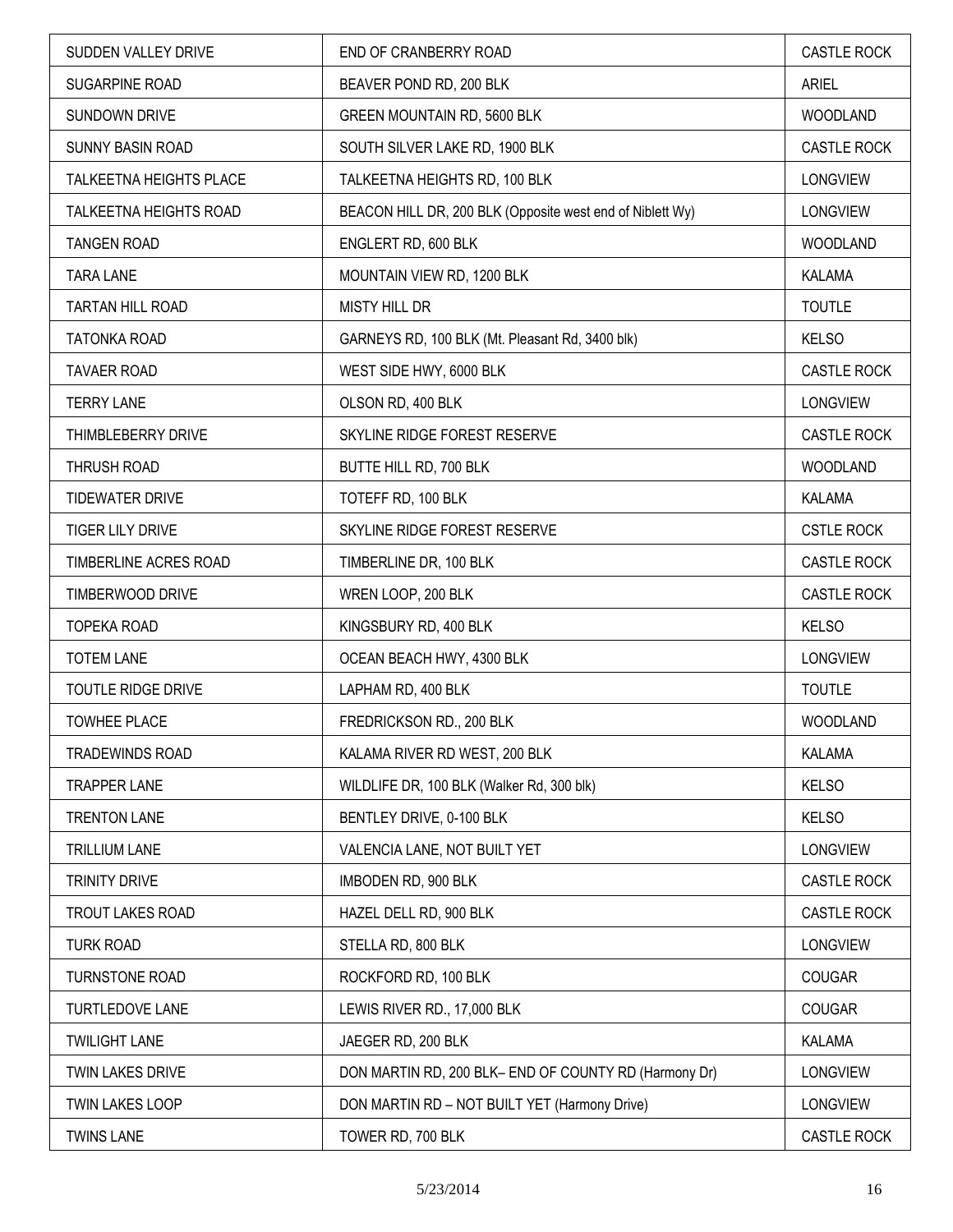| | | |
|---|---|---|
| SUDDEN VALLEY DRIVE | END OF CRANBERRY ROAD | CASTLE ROCK |
| SUGARPINE ROAD | BEAVER POND RD, 200 BLK | ARIEL |
| SUNDOWN DRIVE | GREEN MOUNTAIN RD, 5600 BLK | WOODLAND |
| SUNNY BASIN ROAD | SOUTH SILVER LAKE RD, 1900 BLK | CASTLE ROCK |
| TALKEETNA HEIGHTS PLACE | TALKEETNA HEIGHTS RD, 100 BLK | LONGVIEW |
| TALKEETNA HEIGHTS ROAD | BEACON HILL DR, 200 BLK (Opposite west end of Niblett Wy) | LONGVIEW |
| TANGEN ROAD | ENGLERT RD, 600 BLK | WOODLAND |
| TARA LANE | MOUNTAIN VIEW RD, 1200 BLK | KALAMA |
| TARTAN HILL ROAD | MISTY HILL DR | TOUTLE |
| TATONKA ROAD | GARNEYS RD, 100 BLK (Mt. Pleasant Rd, 3400 blk) | KELSO |
| TAVAER ROAD | WEST SIDE HWY, 6000 BLK | CASTLE ROCK |
| TERRY LANE | OLSON RD, 400 BLK | LONGVIEW |
| THIMBLEBERRY DRIVE | SKYLINE RIDGE FOREST RESERVE | CASTLE ROCK |
| THRUSH ROAD | BUTTE HILL RD, 700 BLK | WOODLAND |
| TIDEWATER DRIVE | TOTEFF RD, 100 BLK | KALAMA |
| TIGER LILY DRIVE | SKYLINE RIDGE FOREST RESERVE | CSTLE ROCK |
| TIMBERLINE ACRES ROAD | TIMBERLINE DR, 100 BLK | CASTLE ROCK |
| TIMBERWOOD DRIVE | WREN LOOP, 200 BLK | CASTLE ROCK |
| TOPEKA ROAD | KINGSBURY RD, 400 BLK | KELSO |
| TOTEM LANE | OCEAN BEACH HWY, 4300 BLK | LONGVIEW |
| TOUTLE RIDGE DRIVE | LAPHAM RD, 400 BLK | TOUTLE |
| TOWHEE PLACE | FREDRICKSON RD., 200 BLK | WOODLAND |
| TRADEWINDS ROAD | KALAMA RIVER RD WEST, 200 BLK | KALAMA |
| TRAPPER LANE | WILDLIFE DR, 100 BLK (Walker Rd, 300 blk) | KELSO |
| TRENTON LANE | BENTLEY DRIVE, 0-100 BLK | KELSO |
| TRILLIUM LANE | VALENCIA LANE, NOT BUILT YET | LONGVIEW |
| TRINITY DRIVE | IMBODEN RD, 900 BLK | CASTLE ROCK |
| TROUT LAKES ROAD | HAZEL DELL RD, 900 BLK | CASTLE ROCK |
| TURK ROAD | STELLA RD, 800 BLK | LONGVIEW |
| TURNSTONE ROAD | ROCKFORD RD, 100 BLK | COUGAR |
| TURTLEDOVE LANE | LEWIS RIVER RD., 17,000 BLK | COUGAR |
| TWILIGHT LANE | JAEGER RD, 200 BLK | KALAMA |
| TWIN LAKES DRIVE | DON MARTIN RD, 200 BLK– END OF COUNTY RD (Harmony Dr) | LONGVIEW |
| TWIN LAKES LOOP | DON MARTIN RD – NOT BUILT YET (Harmony Drive) | LONGVIEW |
| TWINS LANE | TOWER RD, 700 BLK | CASTLE ROCK |

5/23/2014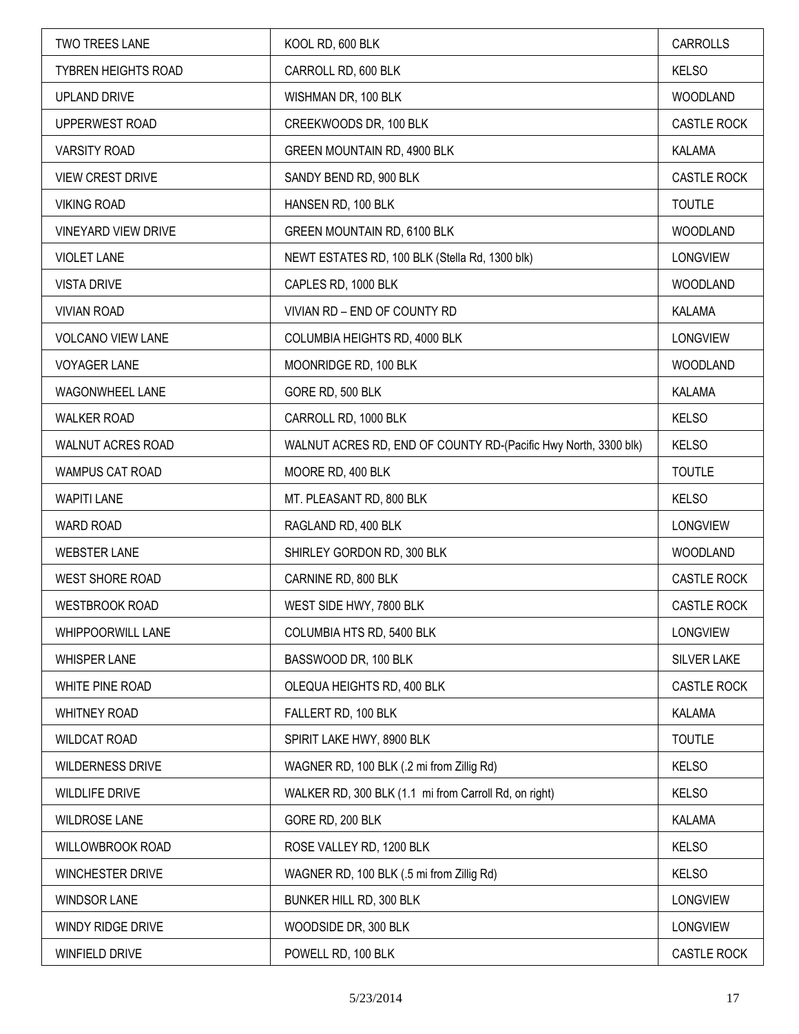| TWO TREES LANE | KOOL RD, 600 BLK | CARROLLS |
|---|---|---|
| TYBREN HEIGHTS ROAD | CARROLL RD, 600 BLK | KELSO |
| UPLAND DRIVE | WISHMAN DR, 100 BLK | WOODLAND |
| UPPERWEST ROAD | CREEKWOODS DR, 100 BLK | CASTLE ROCK |
| VARSITY ROAD | GREEN MOUNTAIN RD, 4900 BLK | KALAMA |
| VIEW CREST DRIVE | SANDY BEND RD, 900 BLK | CASTLE ROCK |
| VIKING ROAD | HANSEN RD, 100 BLK | TOUTLE |
| VINEYARD VIEW DRIVE | GREEN MOUNTAIN RD, 6100 BLK | WOODLAND |
| VIOLET LANE | NEWT ESTATES RD, 100 BLK (Stella Rd, 1300 blk) | LONGVIEW |
| VISTA DRIVE | CAPLES RD, 1000 BLK | WOODLAND |
| VIVIAN ROAD | VIVIAN RD – END OF COUNTY RD | KALAMA |
| VOLCANO VIEW LANE | COLUMBIA HEIGHTS RD, 4000 BLK | LONGVIEW |
| VOYAGER LANE | MOONRIDGE RD, 100 BLK | WOODLAND |
| WAGONWHEEL LANE | GORE RD, 500 BLK | KALAMA |
| WALKER ROAD | CARROLL RD, 1000 BLK | KELSO |
| WALNUT ACRES ROAD | WALNUT ACRES RD, END OF COUNTY RD-(Pacific Hwy North, 3300 blk) | KELSO |
| WAMPUS CAT ROAD | MOORE RD, 400 BLK | TOUTLE |
| WAPITI LANE | MT. PLEASANT RD, 800 BLK | KELSO |
| WARD ROAD | RAGLAND RD, 400 BLK | LONGVIEW |
| WEBSTER LANE | SHIRLEY GORDON RD, 300 BLK | WOODLAND |
| WEST SHORE ROAD | CARNINE RD, 800 BLK | CASTLE ROCK |
| WESTBROOK ROAD | WEST SIDE HWY, 7800 BLK | CASTLE ROCK |
| WHIPPOORWILL LANE | COLUMBIA HTS RD, 5400 BLK | LONGVIEW |
| WHISPER LANE | BASSWOOD DR, 100 BLK | SILVER LAKE |
| WHITE PINE ROAD | OLEQUA HEIGHTS RD, 400 BLK | CASTLE ROCK |
| WHITNEY ROAD | FALLERT RD, 100 BLK | KALAMA |
| WILDCAT ROAD | SPIRIT LAKE HWY, 8900 BLK | TOUTLE |
| WILDERNESS DRIVE | WAGNER RD, 100 BLK (.2 mi from Zillig Rd) | KELSO |
| WILDLIFE DRIVE | WALKER RD, 300 BLK (1.1 mi from Carroll Rd, on right) | KELSO |
| WILDROSE LANE | GORE RD, 200 BLK | KALAMA |
| WILLOWBROOK ROAD | ROSE VALLEY RD, 1200 BLK | KELSO |
| WINCHESTER DRIVE | WAGNER RD, 100 BLK (.5 mi from Zillig Rd) | KELSO |
| WINDSOR LANE | BUNKER HILL RD, 300 BLK | LONGVIEW |
| WINDY RIDGE DRIVE | WOODSIDE DR, 300 BLK | LONGVIEW |
| WINFIELD DRIVE | POWELL RD, 100 BLK | CASTLE ROCK |

5/23/2014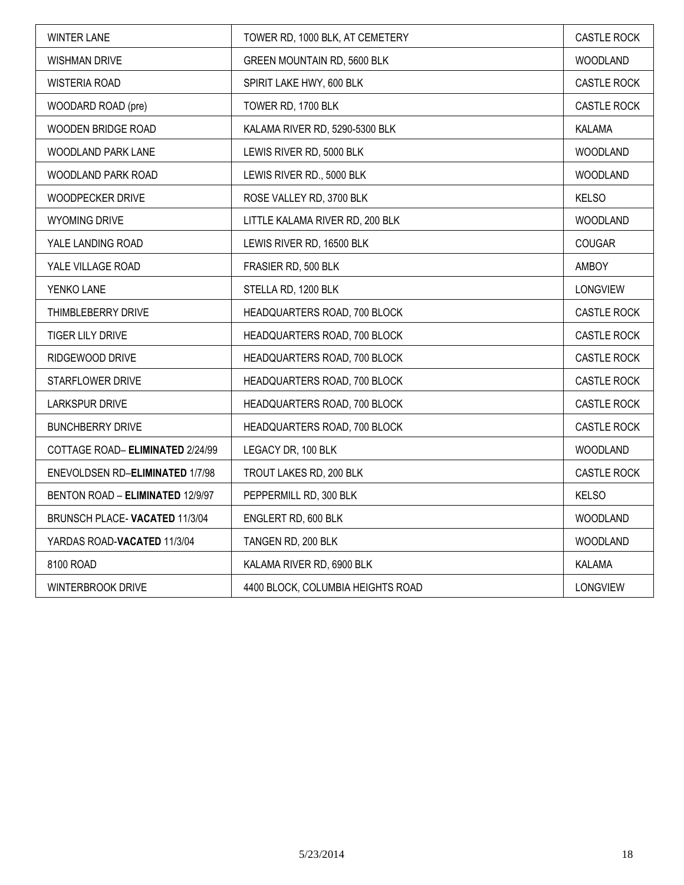| | | |
|---|---|---|
| WINTER LANE | TOWER RD, 1000 BLK, AT CEMETERY | CASTLE ROCK |
| WISHMAN DRIVE | GREEN MOUNTAIN RD, 5600 BLK | WOODLAND |
| WISTERIA ROAD | SPIRIT LAKE HWY, 600 BLK | CASTLE ROCK |
| WOODARD ROAD (pre) | TOWER RD, 1700 BLK | CASTLE ROCK |
| WOODEN BRIDGE ROAD | KALAMA RIVER RD, 5290-5300 BLK | KALAMA |
| WOODLAND PARK LANE | LEWIS RIVER RD, 5000 BLK | WOODLAND |
| WOODLAND PARK ROAD | LEWIS RIVER RD., 5000 BLK | WOODLAND |
| WOODPECKER DRIVE | ROSE VALLEY RD, 3700 BLK | KELSO |
| WYOMING DRIVE | LITTLE KALAMA RIVER RD, 200 BLK | WOODLAND |
| YALE LANDING ROAD | LEWIS RIVER RD, 16500 BLK | COUGAR |
| YALE VILLAGE ROAD | FRASIER RD, 500 BLK | AMBOY |
| YENKO LANE | STELLA RD, 1200 BLK | LONGVIEW |
| THIMBLEBERRY DRIVE | HEADQUARTERS ROAD, 700 BLOCK | CASTLE ROCK |
| TIGER LILY DRIVE | HEADQUARTERS ROAD, 700 BLOCK | CASTLE ROCK |
| RIDGEWOOD DRIVE | HEADQUARTERS ROAD, 700 BLOCK | CASTLE ROCK |
| STARFLOWER DRIVE | HEADQUARTERS ROAD, 700 BLOCK | CASTLE ROCK |
| LARKSPUR DRIVE | HEADQUARTERS ROAD, 700 BLOCK | CASTLE ROCK |
| BUNCHBERRY DRIVE | HEADQUARTERS ROAD, 700 BLOCK | CASTLE ROCK |
| COTTAGE ROAD– **ELIMINATED** 2/24/99 | LEGACY DR, 100 BLK | WOODLAND |
| ENEVOLDSEN RD–**ELIMINATED** 1/7/98 | TROUT LAKES RD, 200 BLK | CASTLE ROCK |
| BENTON ROAD – **ELIMINATED** 12/9/97 | PEPPERMILL RD, 300 BLK | KELSO |
| BRUNSCH PLACE- **VACATED** 11/3/04 | ENGLERT RD, 600 BLK | WOODLAND |
| YARDAS ROAD-**VACATED** 11/3/04 | TANGEN RD, 200 BLK | WOODLAND |
| 8100 ROAD | KALAMA RIVER RD, 6900 BLK | KALAMA |
| WINTERBROOK DRIVE | 4400 BLOCK, COLUMBIA HEIGHTS ROAD | LONGVIEW |